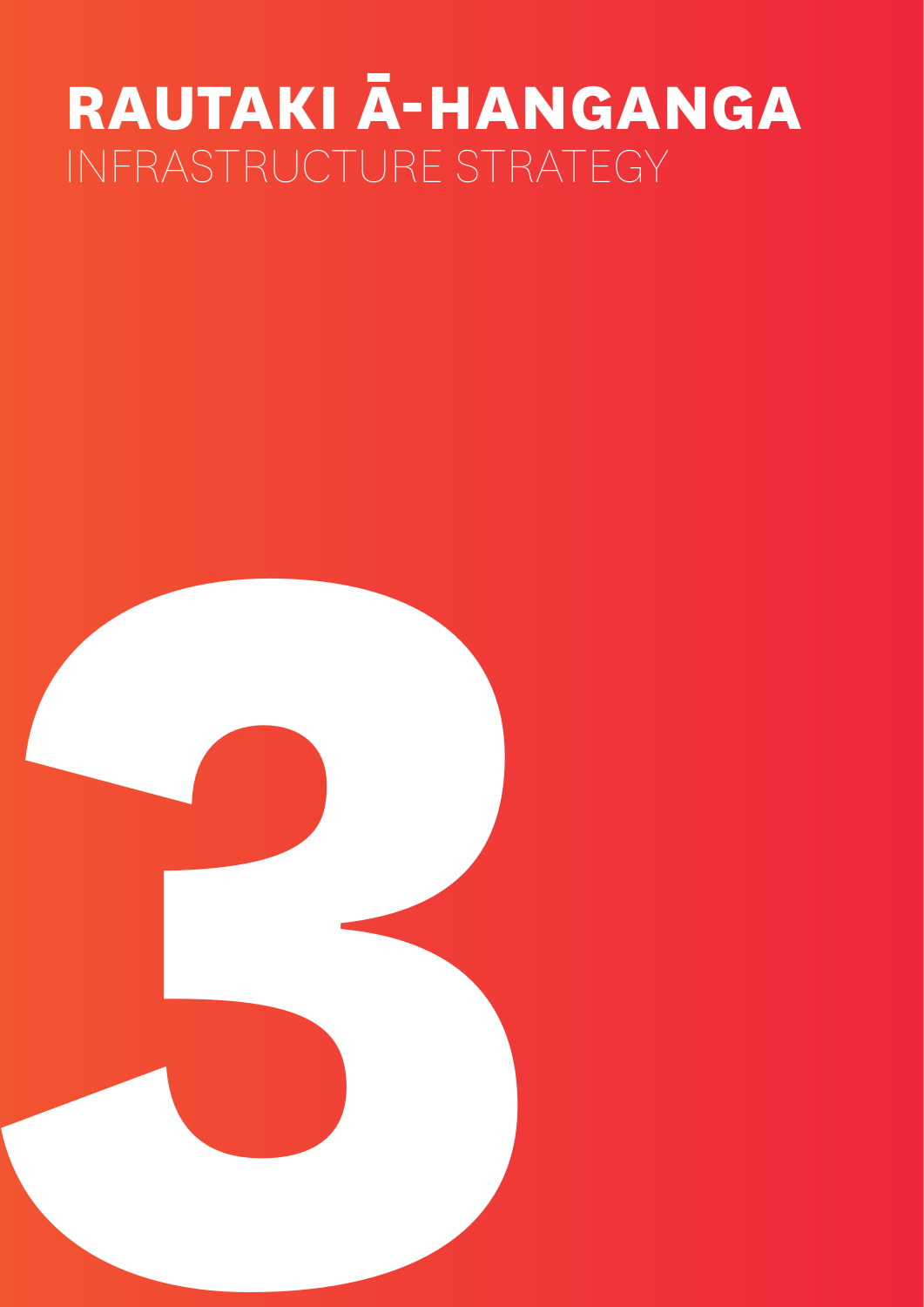# RAUTAKI Ā-HANGANGA

INFRASTRUCTURE STRATEGY

3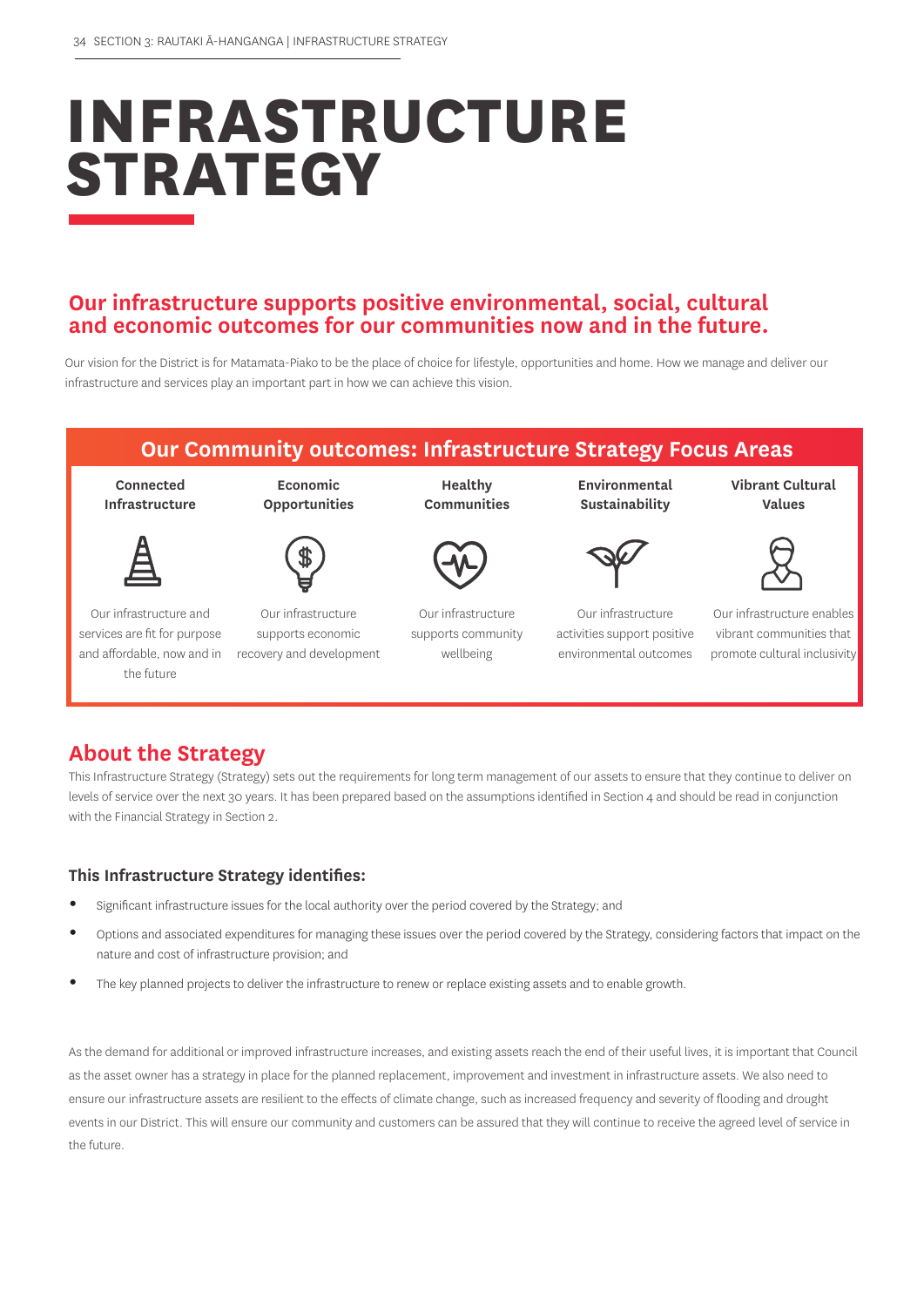# INFRASTRUCTURE STRATEGY

## Our infrastructure supports positive environmental, social, cultural and economic outcomes for our communities now and in the future.

Our vision for the District is for Matamata-Piako to be the place of choice for lifestyle, opportunities and home. How we manage and deliver our infrastructure and services play an important part in how we can achieve this vision.

### Our Community outcomes: Infrastructure Strategy Focus Areas

| Connected Infrastructure | Economic Opportunities | Healthy Communities | Environmental Sustainability | Vibrant Cultural Values |
|---|---|---|---|---|
| Our infrastructure and services are fit for purpose and affordable, now and in the future | Our infrastructure supports economic recovery and development | Our infrastructure supports community wellbeing | Our infrastructure activities support positive environmental outcomes | Our infrastructure enables vibrant communities that promote cultural inclusivity |

## About the Strategy

This Infrastructure Strategy (Strategy) sets out the requirements for long term management of our assets to ensure that they continue to deliver on levels of service over the next 30 years. It has been prepared based on the assumptions identified in Section 4 and should be read in conjunction with the Financial Strategy in Section 2.

### This Infrastructure Strategy identifies:

- Significant infrastructure issues for the local authority over the period covered by the Strategy; and
- Options and associated expenditures for managing these issues over the period covered by the Strategy, considering factors that impact on the nature and cost of infrastructure provision; and
- The key planned projects to deliver the infrastructure to renew or replace existing assets and to enable growth.

As the demand for additional or improved infrastructure increases, and existing assets reach the end of their useful lives, it is important that Council as the asset owner has a strategy in place for the planned replacement, improvement and investment in infrastructure assets. We also need to ensure our infrastructure assets are resilient to the effects of climate change, such as increased frequency and severity of flooding and drought events in our District. This will ensure our community and customers can be assured that they will continue to receive the agreed level of service in the future.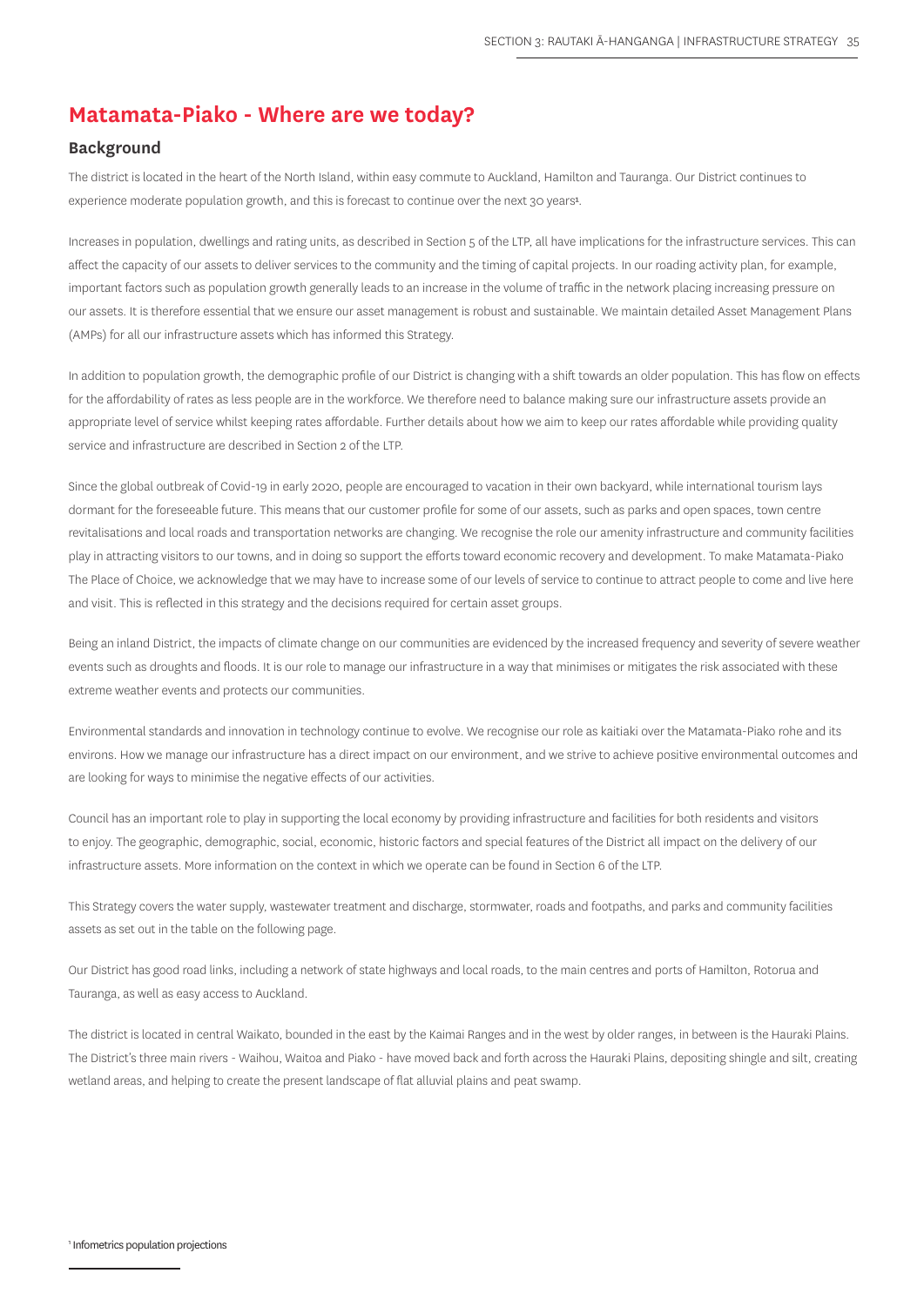## Matamata-Piako - Where are we today?

### Background

The district is located in the heart of the North Island, within easy commute to Auckland, Hamilton and Tauranga. Our District continues to experience moderate population growth, and this is forecast to continue over the next 30 years[1].

Increases in population, dwellings and rating units, as described in Section 5 of the LTP, all have implications for the infrastructure services. This can affect the capacity of our assets to deliver services to the community and the timing of capital projects. In our roading activity plan, for example, important factors such as population growth generally leads to an increase in the volume of traffic in the network placing increasing pressure on our assets. It is therefore essential that we ensure our asset management is robust and sustainable. We maintain detailed Asset Management Plans (AMPs) for all our infrastructure assets which has informed this Strategy.

In addition to population growth, the demographic profile of our District is changing with a shift towards an older population. This has flow on effects for the affordability of rates as less people are in the workforce. We therefore need to balance making sure our infrastructure assets provide an appropriate level of service whilst keeping rates affordable. Further details about how we aim to keep our rates affordable while providing quality service and infrastructure are described in Section 2 of the LTP.

Since the global outbreak of Covid-19 in early 2020, people are encouraged to vacation in their own backyard, while international tourism lays dormant for the foreseeable future. This means that our customer profile for some of our assets, such as parks and open spaces, town centre revitalisations and local roads and transportation networks are changing. We recognise the role our amenity infrastructure and community facilities play in attracting visitors to our towns, and in doing so support the efforts toward economic recovery and development. To make Matamata-Piako The Place of Choice, we acknowledge that we may have to increase some of our levels of service to continue to attract people to come and live here and visit. This is reflected in this strategy and the decisions required for certain asset groups.

Being an inland District, the impacts of climate change on our communities are evidenced by the increased frequency and severity of severe weather events such as droughts and floods. It is our role to manage our infrastructure in a way that minimises or mitigates the risk associated with these extreme weather events and protects our communities.

Environmental standards and innovation in technology continue to evolve. We recognise our role as kaitiaki over the Matamata-Piako rohe and its environs. How we manage our infrastructure has a direct impact on our environment, and we strive to achieve positive environmental outcomes and are looking for ways to minimise the negative effects of our activities.

Council has an important role to play in supporting the local economy by providing infrastructure and facilities for both residents and visitors to enjoy. The geographic, demographic, social, economic, historic factors and special features of the District all impact on the delivery of our infrastructure assets. More information on the context in which we operate can be found in Section 6 of the LTP.

This Strategy covers the water supply, wastewater treatment and discharge, stormwater, roads and footpaths, and parks and community facilities assets as set out in the table on the following page.

Our District has good road links, including a network of state highways and local roads, to the main centres and ports of Hamilton, Rotorua and Tauranga, as well as easy access to Auckland.

The district is located in central Waikato, bounded in the east by the Kaimai Ranges and in the west by older ranges, in between is the Hauraki Plains. The District's three main rivers - Waihou, Waitoa and Piako - have moved back and forth across the Hauraki Plains, depositing shingle and silt, creating wetland areas, and helping to create the present landscape of flat alluvial plains and peat swamp.

[1] Infometrics population projections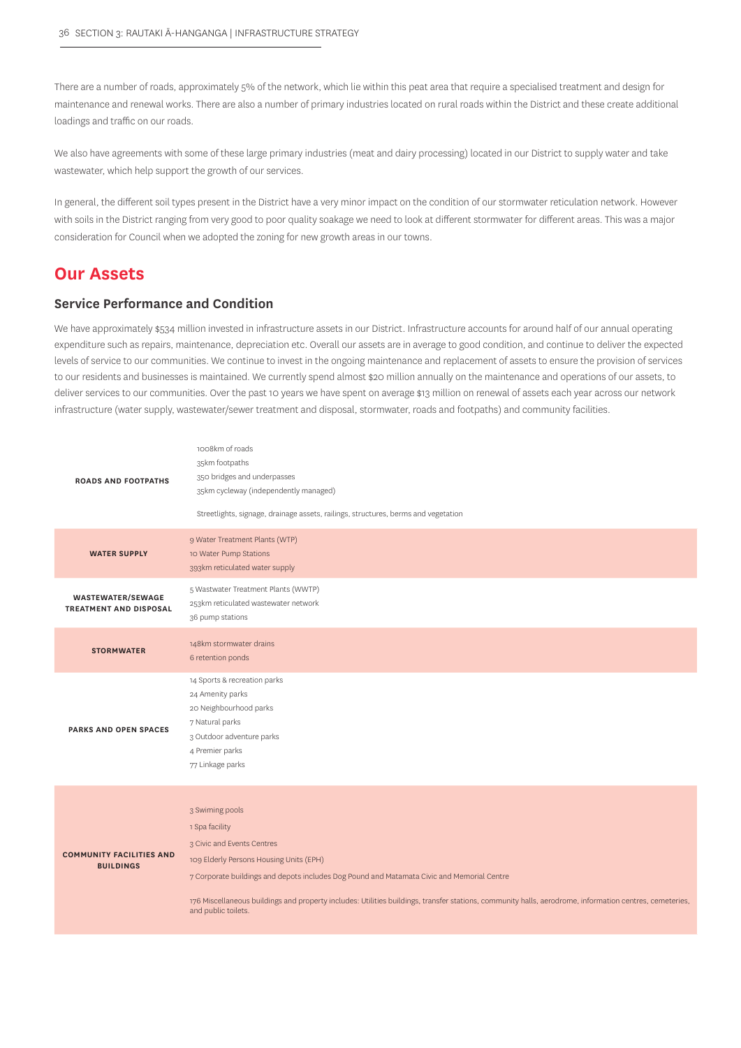There are a number of roads, approximately 5% of the network, which lie within this peat area that require a specialised treatment and design for maintenance and renewal works. There are also a number of primary industries located on rural roads within the District and these create additional loadings and traffic on our roads.

We also have agreements with some of these large primary industries (meat and dairy processing) located in our District to supply water and take wastewater, which help support the growth of our services.

In general, the different soil types present in the District have a very minor impact on the condition of our stormwater reticulation network. However with soils in the District ranging from very good to poor quality soakage we need to look at different stormwater for different areas. This was a major consideration for Council when we adopted the zoning for new growth areas in our towns.

## Our Assets

### Service Performance and Condition

We have approximately $534 million invested in infrastructure assets in our District. Infrastructure accounts for around half of our annual operating expenditure such as repairs, maintenance, depreciation etc. Overall our assets are in average to good condition, and continue to deliver the expected levels of service to our communities. We continue to invest in the ongoing maintenance and replacement of assets to ensure the provision of services to our residents and businesses is maintained. We currently spend almost $20 million annually on the maintenance and operations of our assets, to deliver services to our communities. Over the past 10 years we have spent on average $13 million on renewal of assets each year across our network infrastructure (water supply, wastewater/sewer treatment and disposal, stormwater, roads and footpaths) and community facilities.

| | |
|---|---|
| **ROADS AND FOOTPATHS** | 1008km of roads<br>35km footpaths<br>350 bridges and underpasses<br>35km cycleway (independently managed)<br><br>Streetlights, signage, drainage assets, railings, structures, berms and vegetation |
| **WATER SUPPLY** | 9 Water Treatment Plants (WTP)<br>10 Water Pump Stations<br>393km reticulated water supply |
| **WASTEWATER/SEWAGE TREATMENT AND DISPOSAL** | 5 Wastwater Treatment Plants (WWTP)<br>253km reticulated wastewater network<br>36 pump stations |
| **STORMWATER** | 148km stormwater drains<br>6 retention ponds |
| **PARKS AND OPEN SPACES** | 14 Sports & recreation parks<br>24 Amenity parks<br>20 Neighbourhood parks<br>7 Natural parks<br>3 Outdoor adventure parks<br>4 Premier parks<br>77 Linkage parks |
| **COMMUNITY FACILITIES AND BUILDINGS** | 3 Swiming pools<br>1 Spa facility<br>3 Civic and Events Centres<br>109 Elderly Persons Housing Units (EPH)<br>7 Corporate buildings and depots includes Dog Pound and Matamata Civic and Memorial Centre<br><br>176 Miscellaneous buildings and property includes: Utilities buildings, transfer stations, community halls, aerodrome, information centres, cemeteries, and public toilets. |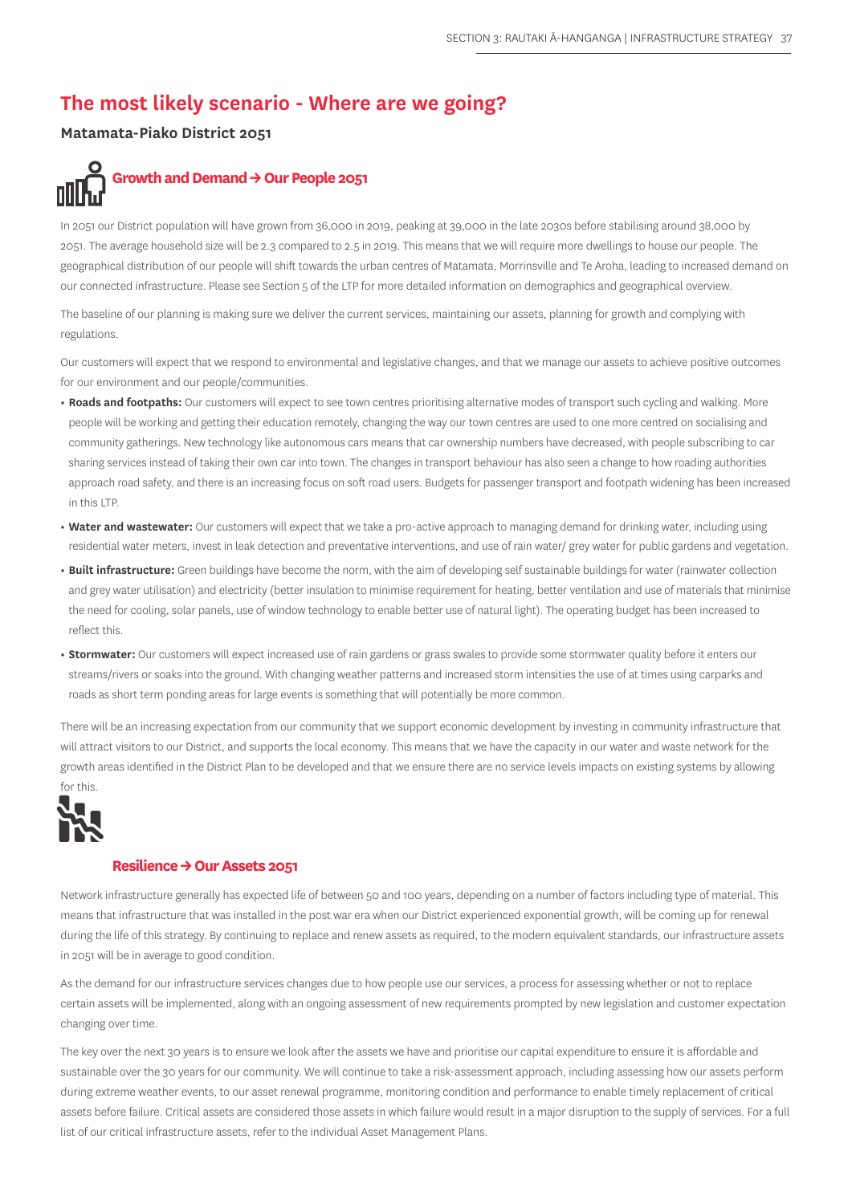# The most likely scenario - Where are we going?

## Matamata-Piako District 2051

### Growth and Demand → Our People 2051

In 2051 our District population will have grown from 36,000 in 2019, peaking at 39,000 in the late 2030s before stabilising around 38,000 by 2051. The average household size will be 2.3 compared to 2.5 in 2019. This means that we will require more dwellings to house our people. The geographical distribution of our people will shift towards the urban centres of Matamata, Morrinsville and Te Aroha, leading to increased demand on our connected infrastructure. Please see Section 5 of the LTP for more detailed information on demographics and geographical overview.

The baseline of our planning is making sure we deliver the current services, maintaining our assets, planning for growth and complying with regulations.

Our customers will expect that we respond to environmental and legislative changes, and that we manage our assets to achieve positive outcomes for our environment and our people/communities.

- **Roads and footpaths:** Our customers will expect to see town centres prioritising alternative modes of transport such cycling and walking. More people will be working and getting their education remotely, changing the way our town centres are used to one more centred on socialising and community gatherings. New technology like autonomous cars means that car ownership numbers have decreased, with people subscribing to car sharing services instead of taking their own car into town. The changes in transport behaviour has also seen a change to how roading authorities approach road safety, and there is an increasing focus on soft road users. Budgets for passenger transport and footpath widening has been increased in this LTP.
- **Water and wastewater:** Our customers will expect that we take a pro-active approach to managing demand for drinking water, including using residential water meters, invest in leak detection and preventative interventions, and use of rain water/ grey water for public gardens and vegetation.
- **Built infrastructure:** Green buildings have become the norm, with the aim of developing self sustainable buildings for water (rainwater collection and grey water utilisation) and electricity (better insulation to minimise requirement for heating, better ventilation and use of materials that minimise the need for cooling, solar panels, use of window technology to enable better use of natural light). The operating budget has been increased to reflect this.
- **Stormwater:** Our customers will expect increased use of rain gardens or grass swales to provide some stormwater quality before it enters our streams/rivers or soaks into the ground. With changing weather patterns and increased storm intensities the use of at times using carparks and roads as short term ponding areas for large events is something that will potentially be more common.

There will be an increasing expectation from our community that we support economic development by investing in community infrastructure that will attract visitors to our District, and supports the local economy. This means that we have the capacity in our water and waste network for the growth areas identified in the District Plan to be developed and that we ensure there are no service levels impacts on existing systems by allowing for this.

### Resilience → Our Assets 2051

Network infrastructure generally has expected life of between 50 and 100 years, depending on a number of factors including type of material. This means that infrastructure that was installed in the post war era when our District experienced exponential growth, will be coming up for renewal during the life of this strategy. By continuing to replace and renew assets as required, to the modern equivalent standards, our infrastructure assets in 2051 will be in average to good condition.

As the demand for our infrastructure services changes due to how people use our services, a process for assessing whether or not to replace certain assets will be implemented, along with an ongoing assessment of new requirements prompted by new legislation and customer expectation changing over time.

The key over the next 30 years is to ensure we look after the assets we have and prioritise our capital expenditure to ensure it is affordable and sustainable over the 30 years for our community. We will continue to take a risk-assessment approach, including assessing how our assets perform during extreme weather events, to our asset renewal programme, monitoring condition and performance to enable timely replacement of critical assets before failure. Critical assets are considered those assets in which failure would result in a major disruption to the supply of services. For a full list of our critical infrastructure assets, refer to the individual Asset Management Plans.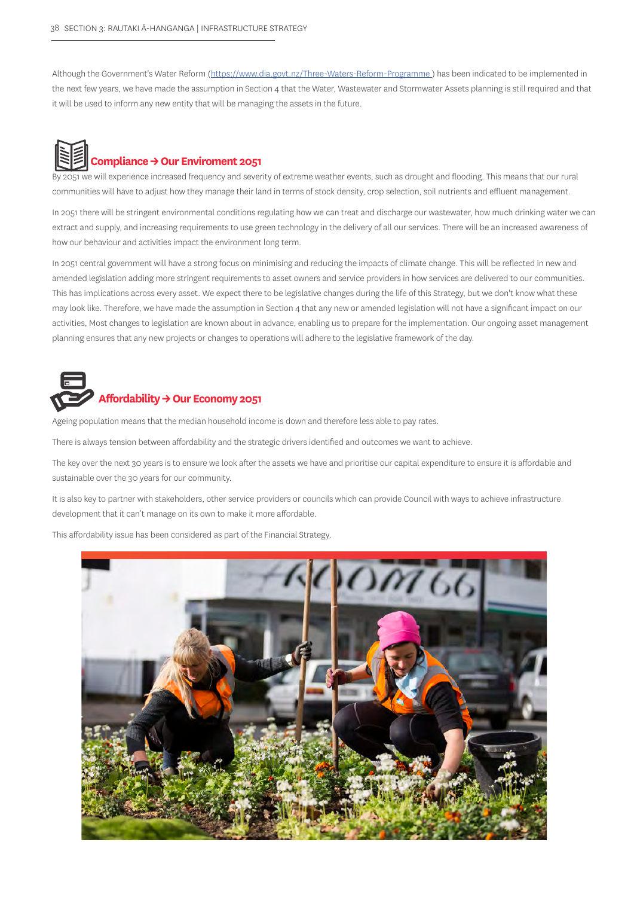Although the Government's Water Reform (https://www.dia.govt.nz/Three-Waters-Reform-Programme ) has been indicated to be implemented in the next few years, we have made the assumption in Section 4 that the Water, Wastewater and Stormwater Assets planning is still required and that it will be used to inform any new entity that will be managing the assets in the future.

## Compliance → Our Enviroment 2051

By 2051 we will experience increased frequency and severity of extreme weather events, such as drought and flooding. This means that our rural communities will have to adjust how they manage their land in terms of stock density, crop selection, soil nutrients and effluent management.

In 2051 there will be stringent environmental conditions regulating how we can treat and discharge our wastewater, how much drinking water we can extract and supply, and increasing requirements to use green technology in the delivery of all our services. There will be an increased awareness of how our behaviour and activities impact the environment long term.

In 2051 central government will have a strong focus on minimising and reducing the impacts of climate change. This will be reflected in new and amended legislation adding more stringent requirements to asset owners and service providers in how services are delivered to our communities. This has implications across every asset. We expect there to be legislative changes during the life of this Strategy, but we don't know what these may look like. Therefore, we have made the assumption in Section 4 that any new or amended legislation will not have a significant impact on our activities, Most changes to legislation are known about in advance, enabling us to prepare for the implementation. Our ongoing asset management planning ensures that any new projects or changes to operations will adhere to the legislative framework of the day.

## Affordability → Our Economy 2051

Ageing population means that the median household income is down and therefore less able to pay rates.

There is always tension between affordability and the strategic drivers identified and outcomes we want to achieve.

The key over the next 30 years is to ensure we look after the assets we have and prioritise our capital expenditure to ensure it is affordable and sustainable over the 30 years for our community.

It is also key to partner with stakeholders, other service providers or councils which can provide Council with ways to achieve infrastructure development that it can't manage on its own to make it more affordable.

This affordability issue has been considered as part of the Financial Strategy.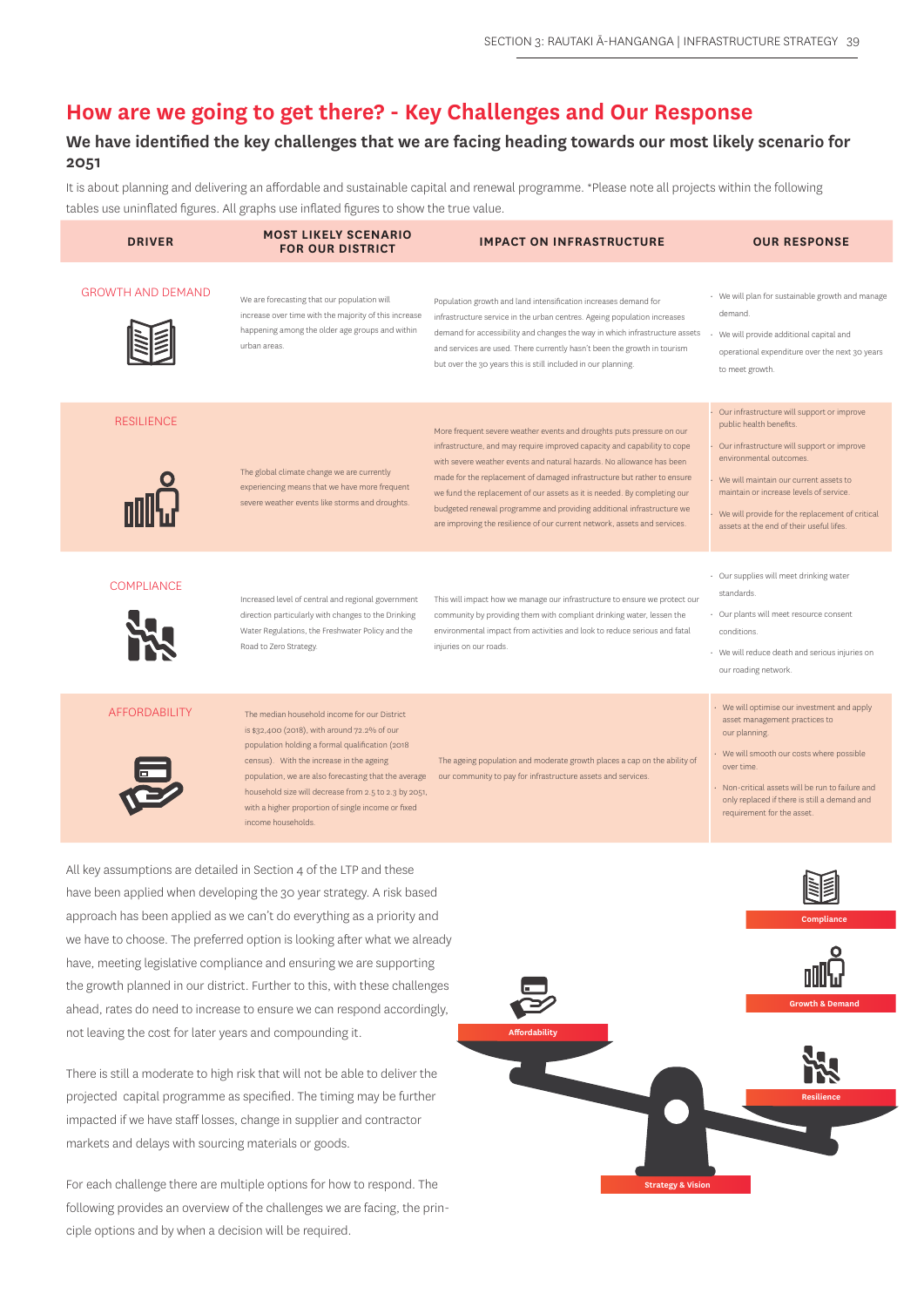# How are we going to get there? - Key Challenges and Our Response

## We have identified the key challenges that we are facing heading towards our most likely scenario for 2051

It is about planning and delivering an affordable and sustainable capital and renewal programme. *Please note all projects within the following tables use uninflated figures. All graphs use inflated figures to show the true value.

| DRIVER | MOST LIKELY SCENARIO FOR OUR DISTRICT | IMPACT ON INFRASTRUCTURE | OUR RESPONSE |
|---|---|---|---|
| GROWTH AND DEMAND | We are forecasting that our population will increase over time with the majority of this increase happening among the older age groups and within urban areas. | Population growth and land intensification increases demand for infrastructure service in the urban centres. Ageing population increases demand for accessibility and changes the way in which infrastructure assets and services are used. There currently hasn't been the growth in tourism but over the 30 years this is still included in our planning. | · We will plan for sustainable growth and manage demand. · We will provide additional capital and operational expenditure over the next 30 years to meet growth. |
| RESILIENCE | The global climate change we are currently experiencing means that we have more frequent severe weather events like storms and droughts. | More frequent severe weather events and droughts puts pressure on our infrastructure, and may require improved capacity and capability to cope with severe weather events and natural hazards. No allowance has been made for the replacement of damaged infrastructure but rather to ensure we fund the replacement of our assets as it is needed. By completing our budgeted renewal programme and providing additional infrastructure we are improving the resilience of our current network, assets and services. | · Our infrastructure will support or improve public health benefits. · Our infrastructure will support or improve environmental outcomes. · We will maintain our current assets to maintain or increase levels of service. · We will provide for the replacement of critical assets at the end of their useful lifes. |
| COMPLIANCE | Increased level of central and regional government direction particularly with changes to the Drinking Water Regulations, the Freshwater Policy and the Road to Zero Strategy. | This will impact how we manage our infrastructure to ensure we protect our community by providing them with compliant drinking water, lessen the environmental impact from activities and look to reduce serious and fatal injuries on our roads. | · Our supplies will meet drinking water standards. · Our plants will meet resource consent conditions. · We will reduce death and serious injuries on our roading network. |
| AFFORDABILITY | The median household income for our District is $32,400 (2018), with around 72.2% of our population holding a formal qualification (2018 census). With the increase in the ageing population, we are also forecasting that the average household size will decrease from 2.5 to 2.3 by 2051, with a higher proportion of single income or fixed income households. | The ageing population and moderate growth places a cap on the ability of our community to pay for infrastructure assets and services. | · We will optimise our investment and apply asset management practices to our planning. · We will smooth our costs where possible over time. · Non-critical assets will be run to failure and only replaced if there is still a demand and requirement for the asset. |

All key assumptions are detailed in Section 4 of the LTP and these have been applied when developing the 30 year strategy. A risk based approach has been applied as we can't do everything as a priority and we have to choose. The preferred option is looking after what we already have, meeting legislative compliance and ensuring we are supporting the growth planned in our district. Further to this, with these challenges ahead, rates do need to increase to ensure we can respond accordingly, not leaving the cost for later years and compounding it.

There is still a moderate to high risk that will not be able to deliver the projected capital programme as specified. The timing may be further impacted if we have staff losses, change in supplier and contractor markets and delays with sourcing materials or goods.

For each challenge there are multiple options for how to respond. The following provides an overview of the challenges we are facing, the principle options and by when a decision will be required.

Affordability

Compliance

Growth & Demand

Resilience

Strategy & Vision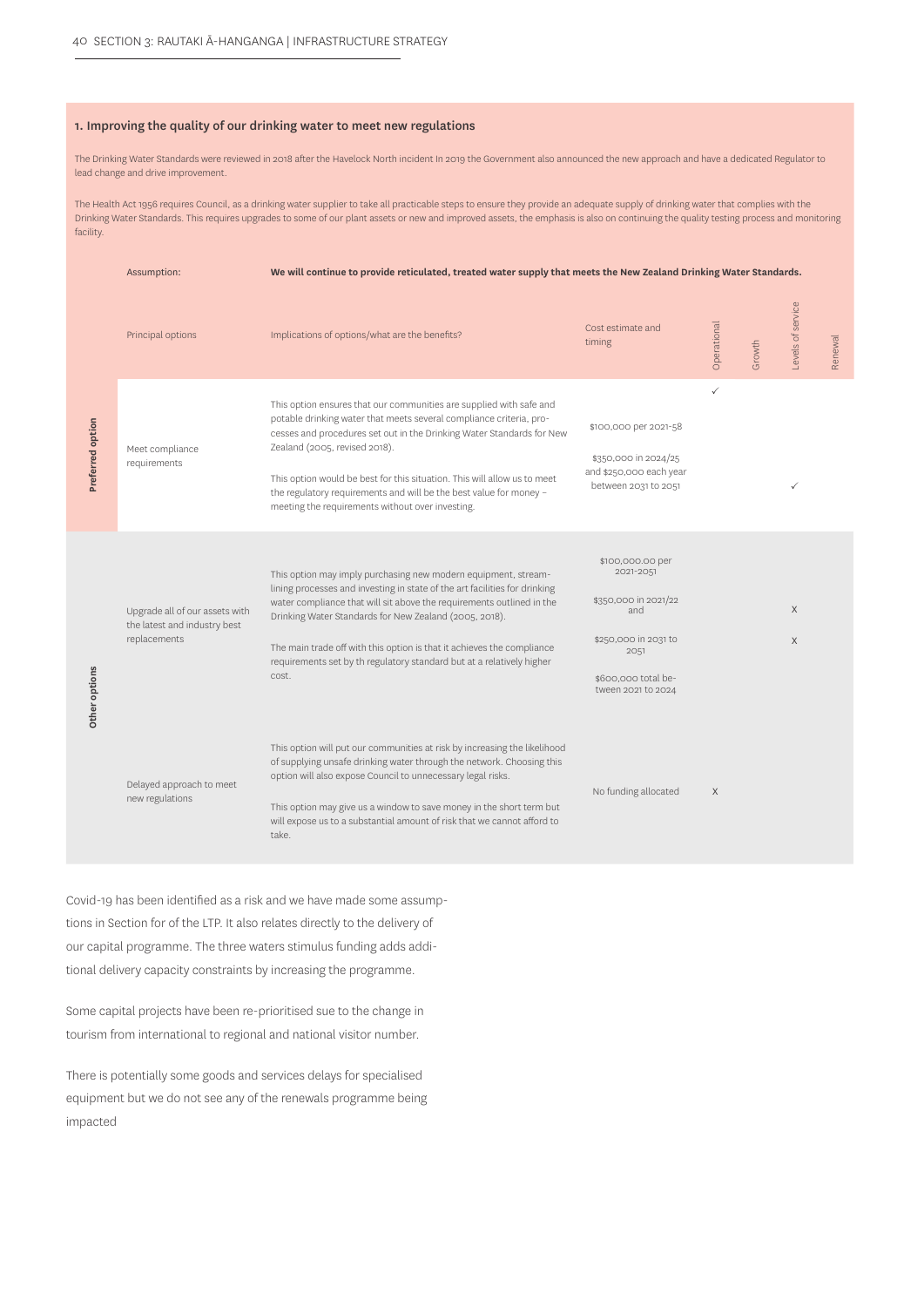## 1. Improving the quality of our drinking water to meet new regulations

The Drinking Water Standards were reviewed in 2018 after the Havelock North incident In 2019 the Government also announced the new approach and have a dedicated Regulator to lead change and drive improvement.

The Health Act 1956 requires Council, as a drinking water supplier to take all practicable steps to ensure they provide an adequate supply of drinking water that complies with the Drinking Water Standards. This requires upgrades to some of our plant assets or new and improved assets, the emphasis is also on continuing the quality testing process and monitoring facility.

| | Assumption: | **We will continue to provide reticulated, treated water supply that meets the New Zealand Drinking Water Standards.** | | | | | |
|---|---|---|---|---|---|---|---|
| | Principal options | Implications of options/what are the benefits? | Cost estimate and timing | Operational | Growth | Levels of service | Renewal |
| **Preferred option** | Meet compliance requirements | This option ensures that our communities are supplied with safe and potable drinking water that meets several compliance criteria, processes and procedures set out in the Drinking Water Standards for New Zealand (2005, revised 2018).<br><br>This option would be best for this situation. This will allow us to meet the regulatory requirements and will be the best value for money – meeting the requirements without over investing. | $100,000 per 2021-58<br><br>$350,000 in 2024/25 and $250,000 each year between 2031 to 2051 | ✓ | | ✓ | |
| **Other options** | Upgrade all of our assets with the latest and industry best replacements | This option may imply purchasing new modern equipment, streamlining processes and investing in state of the art facilities for drinking water compliance that will sit above the requirements outlined in the Drinking Water Standards for New Zealand (2005, 2018).<br><br>The main trade off with this option is that it achieves the compliance requirements set by th regulatory standard but at a relatively higher cost. | $100,000.00 per 2021-2051<br><br>$350,000 in 2021/22 and<br><br>$250,000 in 2031 to 2051<br><br>$600,000 total between 2021 to 2024 | | | X<br><br>X | |
| | Delayed approach to meet new regulations | This option will put our communities at risk by increasing the likelihood of supplying unsafe drinking water through the network. Choosing this option will also expose Council to unnecessary legal risks.<br><br>This option may give us a window to save money in the short term but will expose us to a substantial amount of risk that we cannot afford to take. | No funding allocated | X | | | |

Covid-19 has been identified as a risk and we have made some assumptions in Section for of the LTP. It also relates directly to the delivery of our capital programme. The three waters stimulus funding adds additional delivery capacity constraints by increasing the programme.

Some capital projects have been re-prioritised sue to the change in tourism from international to regional and national visitor number.

There is potentially some goods and services delays for specialised equipment but we do not see any of the renewals programme being impacted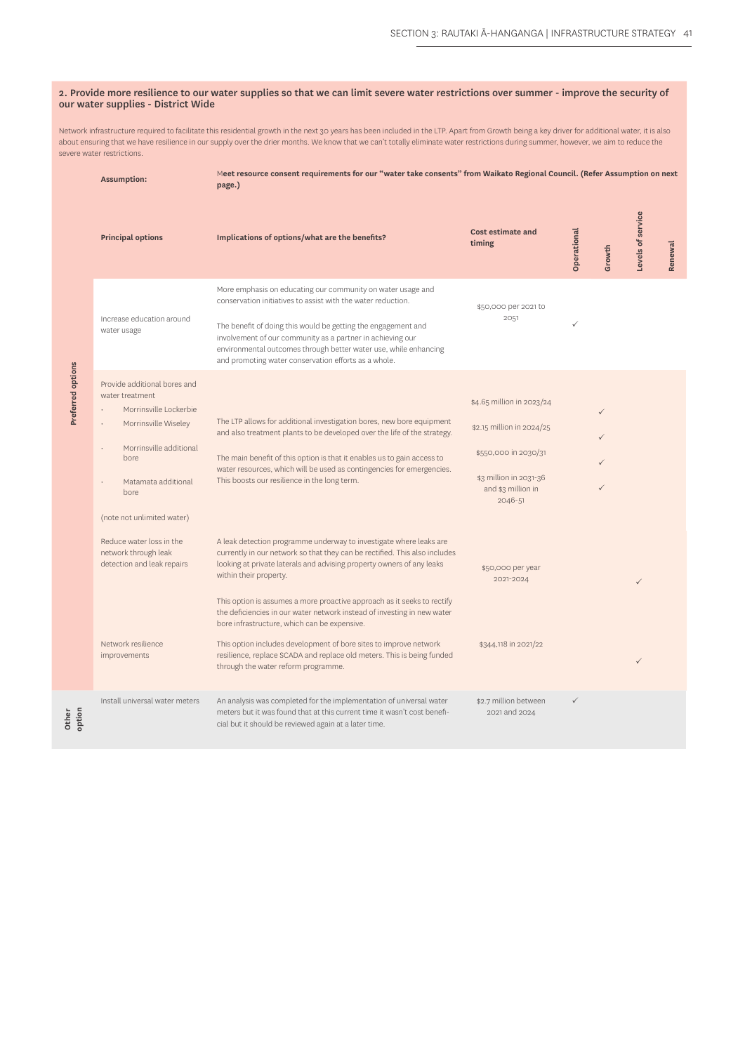## 2. Provide more resilience to our water supplies so that we can limit severe water restrictions over summer - improve the security of our water supplies - District Wide

Network infrastructure required to facilitate this residential growth in the next 30 years has been included in the LTP. Apart from Growth being a key driver for additional water, it is also about ensuring that we have resilience in our supply over the drier months. We know that we can't totally eliminate water restrictions during summer, however, we aim to reduce the severe water restrictions.

**Assumption:** Meet resource consent requirements for our "water take consents" from Waikato Regional Council. (Refer Assumption on next page.)

| | Principal options | Implications of options/what are the benefits? | Cost estimate and timing | Operational | Growth | Levels of service | Renewal |
|---|---|---|---|---|---|---|---|
| Preferred options | Increase education around water usage | More emphasis on educating our community on water usage and conservation initiatives to assist with the water reduction.<br><br>The benefit of doing this would be getting the engagement and involvement of our community as a partner in achieving our environmental outcomes through better water use, while enhancing and promoting water conservation efforts as a whole. | $50,000 per 2021 to 2051 | ✓ | | | |
| | Provide additional bores and water treatment<br>• Morrinsville Lockerbie<br>• Morrinsville Wiseley<br>• Morrinsville additional bore<br>• Matamata additional bore<br><br>(note not unlimited water) | The LTP allows for additional investigation bores, new bore equipment and also treatment plants to be developed over the life of the strategy.<br><br>The main benefit of this option is that it enables us to gain access to water resources, which will be used as contingencies for emergencies. This boosts our resilience in the long term. | $4.65 million in 2023/24<br><br>$2.15 million in 2024/25<br><br>$550,000 in 2030/31<br><br>$3 million in 2031-36 and $3 million in 2046-51 | | ✓<br><br>✓<br><br>✓<br><br>✓ | | |
| | Reduce water loss in the network through leak detection and leak repairs | A leak detection programme underway to investigate where leaks are currently in our network so that they can be rectified. This also includes looking at private laterals and advising property owners of any leaks within their property.<br><br>This option is assumes a more proactive approach as it seeks to rectify the deficiencies in our water network instead of investing in new water bore infrastructure, which can be expensive. | $50,000 per year 2021-2024 | | | ✓ | |
| | Network resilience improvements | This option includes development of bore sites to improve network resilience, replace SCADA and replace old meters. This is being funded through the water reform programme. | $344,118 in 2021/22 | | | ✓ | |
| Other option | Install universal water meters | An analysis was completed for the implementation of universal water meters but it was found that at this current time it wasn't cost beneficial but it should be reviewed again at a later time. | $2.7 million between 2021 and 2024 | ✓ | | | |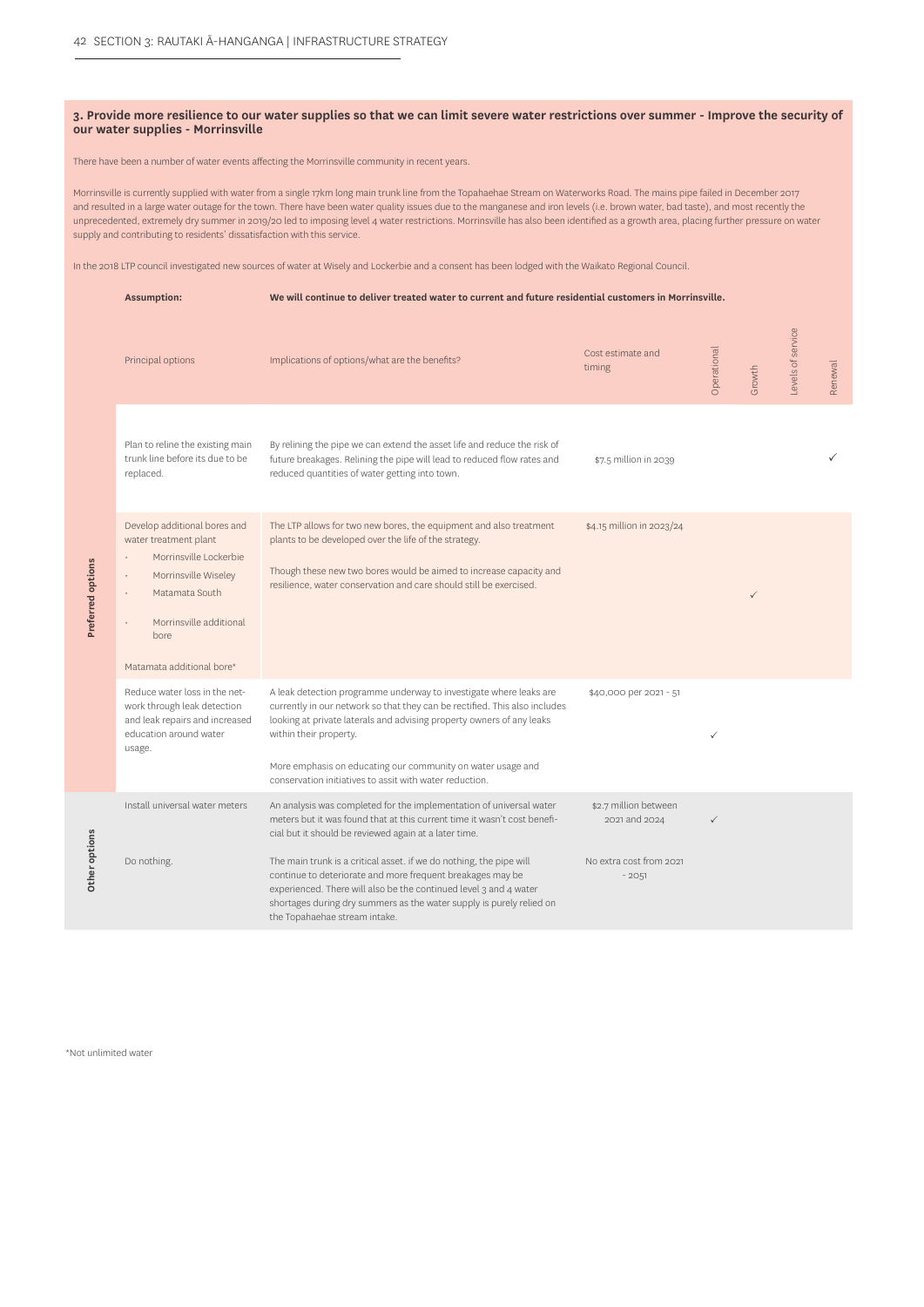### 3. Provide more resilience to our water supplies so that we can limit severe water restrictions over summer - Improve the security of our water supplies - Morrinsville

There have been a number of water events affecting the Morrinsville community in recent years.

Morrinsville is currently supplied with water from a single 17km long main trunk line from the Topahaehae Stream on Waterworks Road. The mains pipe failed in December 2017 and resulted in a large water outage for the town. There have been water quality issues due to the manganese and iron levels (i.e. brown water, bad taste), and most recently the unprecedented, extremely dry summer in 2019/20 led to imposing level 4 water restrictions. Morrinsville has also been identified as a growth area, placing further pressure on water supply and contributing to residents' dissatisfaction with this service.

In the 2018 LTP council investigated new sources of water at Wisely and Lockerbie and a consent has been lodged with the Waikato Regional Council.

**Assumption:** **We will continue to deliver treated water to current and future residential customers in Morrinsville.**

| | Principal options | Implications of options/what are the benefits? | Cost estimate and timing | Operational | Growth | Levels of service | Renewal |
|---|---|---|---|---|---|---|---|
| Preferred options | Plan to reline the existing main trunk line before its due to be replaced. | By relining the pipe we can extend the asset life and reduce the risk of future breakages. Relining the pipe will lead to reduced flow rates and reduced quantities of water getting into town. | $7.5 million in 2039 | | | | ✓ |
| Preferred options | Develop additional bores and water treatment plant<br>· Morrinsville Lockerbie<br>· Morrinsville Wiseley<br>· Matamata South<br>· Morrinsville additional bore<br><br>Matamata additional bore* | The LTP allows for two new bores, the equipment and also treatment plants to be developed over the life of the strategy.<br><br>Though these new two bores would be aimed to increase capacity and resilience, water conservation and care should still be exercised. | $4.15 million in 2023/24 | | ✓ | | |
| Preferred options | Reduce water loss in the network through leak detection and leak repairs and increased education around water usage. | A leak detection programme underway to investigate where leaks are currently in our network so that they can be rectified. This also includes looking at private laterals and advising property owners of any leaks within their property.<br><br>More emphasis on educating our community on water usage and conservation initiatives to assit with water reduction. | $40,000 per 2021 - 51 | ✓ | | | |
| Other options | Install universal water meters | An analysis was completed for the implementation of universal water meters but it was found that at this current time it wasn't cost beneficial but it should be reviewed again at a later time. | $2.7 million between 2021 and 2024 | ✓ | | | |
| Other options | Do nothing. | The main trunk is a critical asset. if we do nothing, the pipe will continue to deteriorate and more frequent breakages may be experienced. There will also be the continued level 3 and 4 water shortages during dry summers as the water supply is purely relied on the Topahaehae stream intake. | No extra cost from 2021 - 2051 | | | | |

*Not unlimited water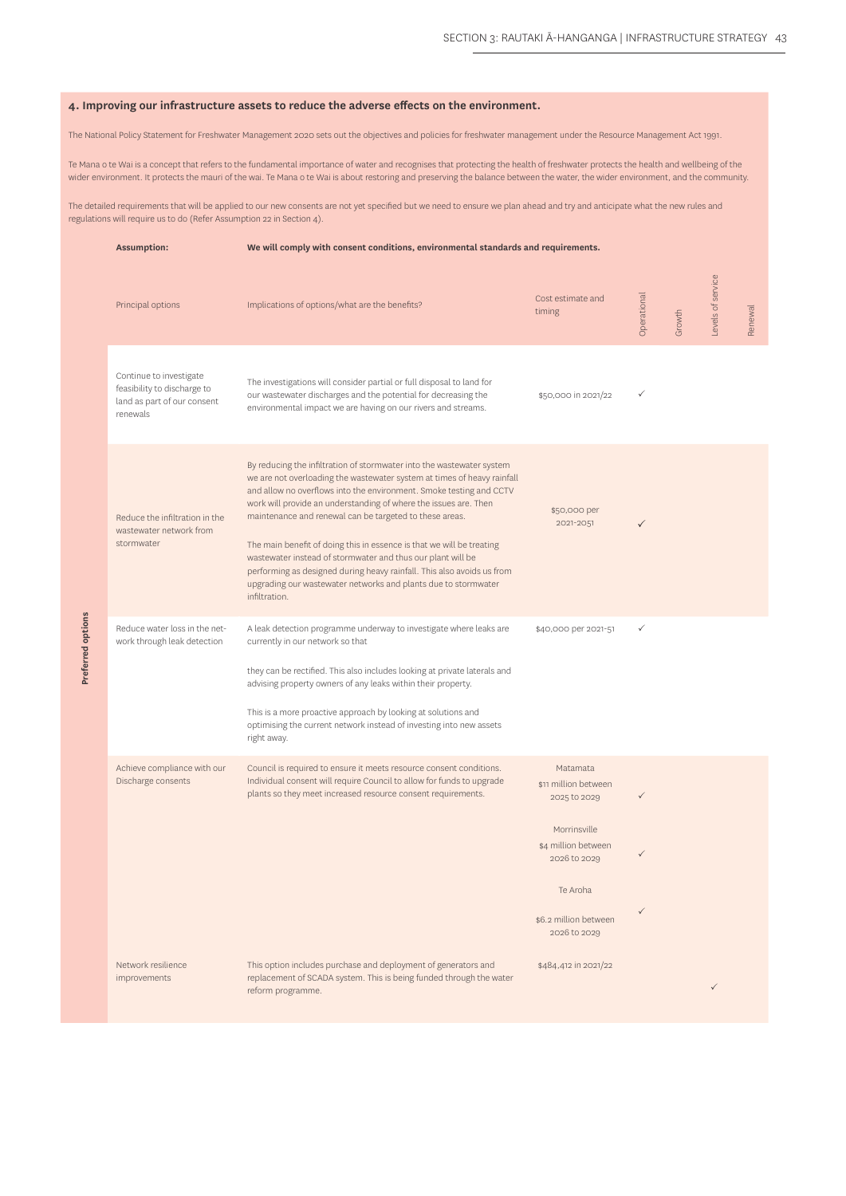### 4. Improving our infrastructure assets to reduce the adverse effects on the environment.

The National Policy Statement for Freshwater Management 2020 sets out the objectives and policies for freshwater management under the Resource Management Act 1991.

Te Mana o te Wai is a concept that refers to the fundamental importance of water and recognises that protecting the health of freshwater protects the health and wellbeing of the wider environment. It protects the mauri of the wai. Te Mana o te Wai is about restoring and preserving the balance between the water, the wider environment, and the community.

The detailed requirements that will be applied to our new consents are not yet specified but we need to ensure we plan ahead and try and anticipate what the new rules and regulations will require us to do (Refer Assumption 22 in Section 4).

**Assumption:** **We will comply with consent conditions, environmental standards and requirements.**

| | Principal options | Implications of options/what are the benefits? | Cost estimate and timing | Operational | Growth | Levels of service | Renewal |
|---|---|---|---|---|---|---|---|
| **Preferred options** | Continue to investigate feasibility to discharge to land as part of our consent renewals | The investigations will consider partial or full disposal to land for our wastewater discharges and the potential for decreasing the environmental impact we are having on our rivers and streams. | $50,000 in 2021/22 | ✓ | | | |
| | Reduce the infiltration in the wastewater network from stormwater | By reducing the infiltration of stormwater into the wastewater system we are not overloading the wastewater system at times of heavy rainfall and allow no overflows into the environment. Smoke testing and CCTV work will provide an understanding of where the issues are. Then maintenance and renewal can be targeted to these areas.<br><br>The main benefit of doing this in essence is that we will be treating wastewater instead of stormwater and thus our plant will be performing as designed during heavy rainfall. This also avoids us from upgrading our wastewater networks and plants due to stormwater infiltration. | $50,000 per 2021-2051 | ✓ | | | |
| | Reduce water loss in the network through leak detection | A leak detection programme underway to investigate where leaks are currently in our network so that<br><br>they can be rectified. This also includes looking at private laterals and advising property owners of any leaks within their property.<br><br>This is a more proactive approach by looking at solutions and optimising the current network instead of investing into new assets right away. | $40,000 per 2021-51 | ✓ | | | |
| | Achieve compliance with our Discharge consents | Council is required to ensure it meets resource consent conditions. Individual consent will require Council to allow for funds to upgrade plants so they meet increased resource consent requirements. | Matamata<br>$11 million between 2025 to 2029 | ✓ | | | |
| | | | Morrinsville<br>$4 million between 2026 to 2029 | ✓ | | | |
| | | | Te Aroha<br>$6.2 million between 2026 to 2029 | ✓ | | | |
| | Network resilience improvements | This option includes purchase and deployment of generators and replacement of SCADA system. This is being funded through the water reform programme. | $484,412 in 2021/22 | | | ✓ | |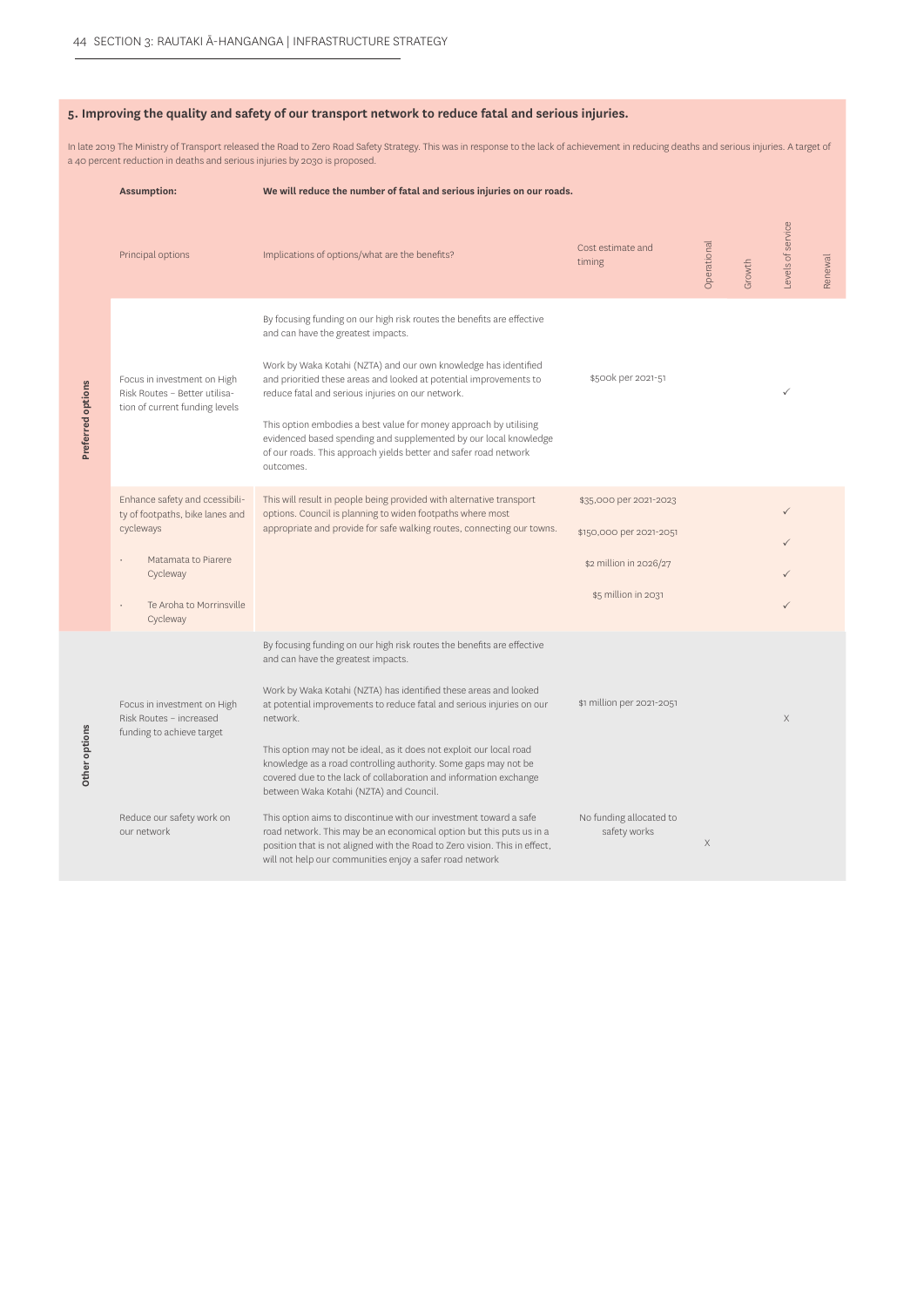## 5. Improving the quality and safety of our transport network to reduce fatal and serious injuries.

In late 2019 The Ministry of Transport released the Road to Zero Road Safety Strategy. This was in response to the lack of achievement in reducing deaths and serious injuries. A target of a 40 percent reduction in deaths and serious injuries by 2030 is proposed.

| | **Assumption:** | **We will reduce the number of fatal and serious injuries on our roads.** | | | | | |
|---|---|---|---|---|---|---|---|
| | Principal options | Implications of options/what are the benefits? | Cost estimate and timing | Operational | Growth | Levels of service | Renewal |
| **Preferred options** | Focus in investment on High Risk Routes – Better utilisation of current funding levels | By focusing funding on our high risk routes the benefits are effective and can have the greatest impacts.<br><br>Work by Waka Kotahi (NZTA) and our own knowledge has identified and prioritied these areas and looked at potential improvements to reduce fatal and serious injuries on our network.<br><br>This option embodies a best value for money approach by utilising evidenced based spending and supplemented by our local knowledge of our roads. This approach yields better and safer road network outcomes. | $500k per 2021-51 | | | ✓ | |
| **Preferred options** | Enhance safety and ccessibility of footpaths, bike lanes and cycleways<br>• Matamata to Piarere Cycleway<br>• Te Aroha to Morrinsville Cycleway | This will result in people being provided with alternative transport options. Council is planning to widen footpaths where most appropriate and provide for safe walking routes, connecting our towns. | $35,000 per 2021-2023<br>$150,000 per 2021-2051<br>$2 million in 2026/27<br>$5 million in 2031 | | | ✓<br>✓<br>✓<br>✓ | |
| **Other options** | Focus in investment on High Risk Routes – increased funding to achieve target | By focusing funding on our high risk routes the benefits are effective and can have the greatest impacts.<br><br>Work by Waka Kotahi (NZTA) has identified these areas and looked at potential improvements to reduce fatal and serious injuries on our network.<br><br>This option may not be ideal, as it does not exploit our local road knowledge as a road controlling authority. Some gaps may not be covered due to the lack of collaboration and information exchange between Waka Kotahi (NZTA) and Council. | $1 million per 2021-2051 | | | X | |
| **Other options** | Reduce our safety work on our network | This option aims to discontinue with our investment toward a safe road network. This may be an economical option but this puts us in a position that is not aligned with the Road to Zero vision. This in effect, will not help our communities enjoy a safer road network | No funding allocated to safety works | X | | | |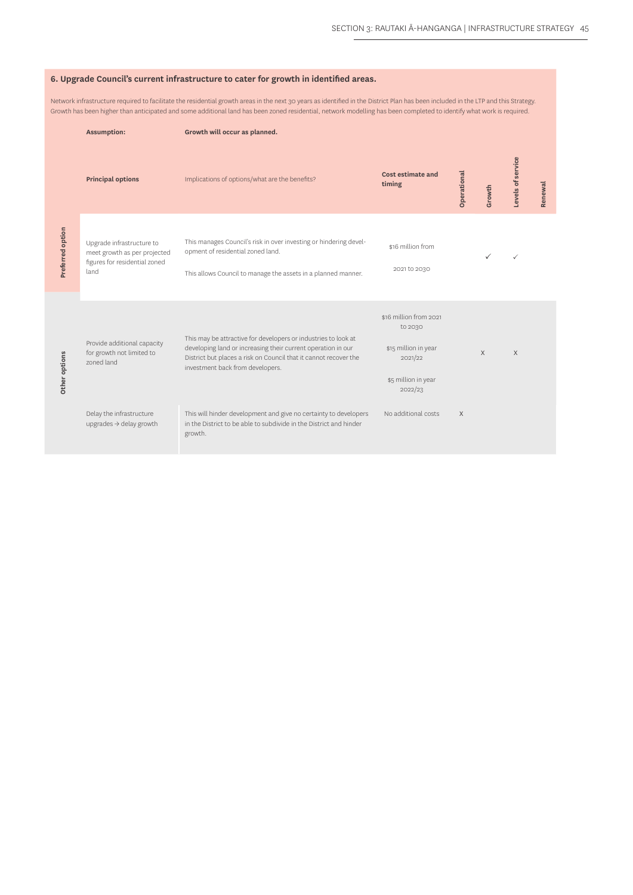## 6. Upgrade Council's current infrastructure to cater for growth in identified areas.

Network infrastructure required to facilitate the residential growth areas in the next 30 years as identified in the District Plan has been included in the LTP and this Strategy. Growth has been higher than anticipated and some additional land has been zoned residential, network modelling has been completed to identify what work is required.

**Assumption:** **Growth will occur as planned.**

| | **Principal options** | Implications of options/what are the benefits? | **Cost estimate and timing** | **Operational** | **Growth** | **Levels of service** | **Renewal** |
|---|---|---|---|---|---|---|---|
| **Preferred option** | Upgrade infrastructure to meet growth as per projected figures for residential zoned land | This manages Council's risk in over investing or hindering development of residential zoned land.<br><br>This allows Council to manage the assets in a planned manner. | $16 million from 2021 to 2030 | | ✓ | ✓ | |
| **Other options** | Provide additional capacity for growth not limited to zoned land | This may be attractive for developers or industries to look at developing land or increasing their current operation in our District but places a risk on Council that it cannot recover the investment back from developers. | $16 million from 2021 to 2030<br><br>$15 million in year 2021/22<br><br>$5 million in year 2022/23 | | X | X | |
| | Delay the infrastructure upgrades → delay growth | This will hinder development and give no certainty to developers in the District to be able to subdivide in the District and hinder growth. | No additional costs | X | | | |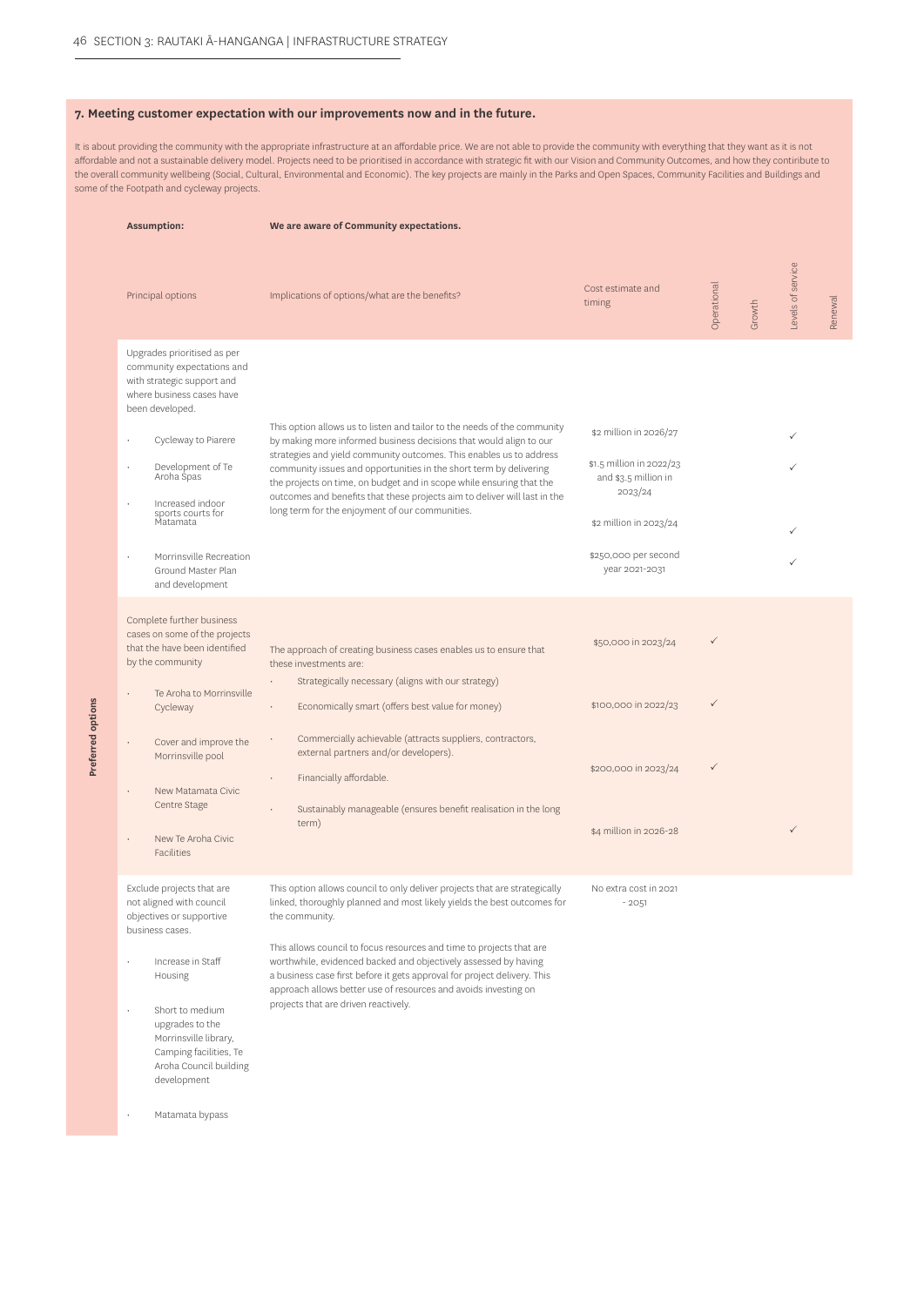## 7. Meeting customer expectation with our improvements now and in the future.

It is about providing the community with the appropriate infrastructure at an affordable price. We are not able to provide the community with everything that they want as it is not affordable and not a sustainable delivery model. Projects need to be prioritised in accordance with strategic fit with our Vision and Community Outcomes, and how they contribute to the overall community wellbeing (Social, Cultural, Environmental and Economic). The key projects are mainly in the Parks and Open Spaces, Community Facilities and Buildings and some of the Footpath and cycleway projects.

**Assumption:** **We are aware of Community expectations.**

| | Principal options | Implications of options/what are the benefits? | Cost estimate and timing | Operational | Growth | Levels of service | Renewal |
|---|---|---|---|---|---|---|---|
| Preferred options | Upgrades prioritised as per community expectations and with strategic support and where business cases have been developed. | This option allows us to listen and tailor to the needs of the community by making more informed business decisions that would align to our strategies and yield community outcomes. This enables us to address community issues and opportunities in the short term by delivering the projects on time, on budget and in scope while ensuring that the outcomes and benefits that these projects aim to deliver will last in the long term for the enjoyment of our communities. | | | | | |
| | • Cycleway to Piarere | | $2 million in 2026/27 | | | ✓ | |
| | • Development of Te Aroha Spas | | $1.5 million in 2022/23 and $3.5 million in 2023/24 | | | ✓ | |
| | • Increased indoor sports courts for Matamata | | $2 million in 2023/24 | | | ✓ | |
| | • Morrinsville Recreation Ground Master Plan and development | | $250,000 per second year 2021-2031 | | | ✓ | |
| | Complete further business cases on some of the projects that the have been identified by the community | The approach of creating business cases enables us to ensure that these investments are:<br>• Strategically necessary (aligns with our strategy)<br>• Economically smart (offers best value for money)<br>• Commercially achievable (attracts suppliers, contractors, external partners and/or developers).<br>• Financially affordable.<br>• Sustainably manageable (ensures benefit realisation in the long term) | | | | | |
| | • Te Aroha to Morrinsville Cycleway | | $50,000 in 2023/24 | ✓ | | | |
| | • Cover and improve the Morrinsville pool | | $100,000 in 2022/23 | ✓ | | | |
| | • New Matamata Civic Centre Stage | | $200,000 in 2023/24 | ✓ | | | |
| | • New Te Aroha Civic Facilities | | $4 million in 2026-28 | | | ✓ | |
| | Exclude projects that are not aligned with council objectives or supportive business cases.<br>• Increase in Staff Housing<br>• Short to medium upgrades to the Morrinsville library, Camping facilities, Te Aroha Council building development<br>• Matamata bypass | This option allows council to only deliver projects that are strategically linked, thoroughly planned and most likely yields the best outcomes for the community.<br><br>This allows council to focus resources and time to projects that are worthwhile, evidenced backed and objectively assessed by having a business case first before it gets approval for project delivery. This approach allows better use of resources and avoids investing on projects that are driven reactively. | No extra cost in 2021 - 2051 | | | | |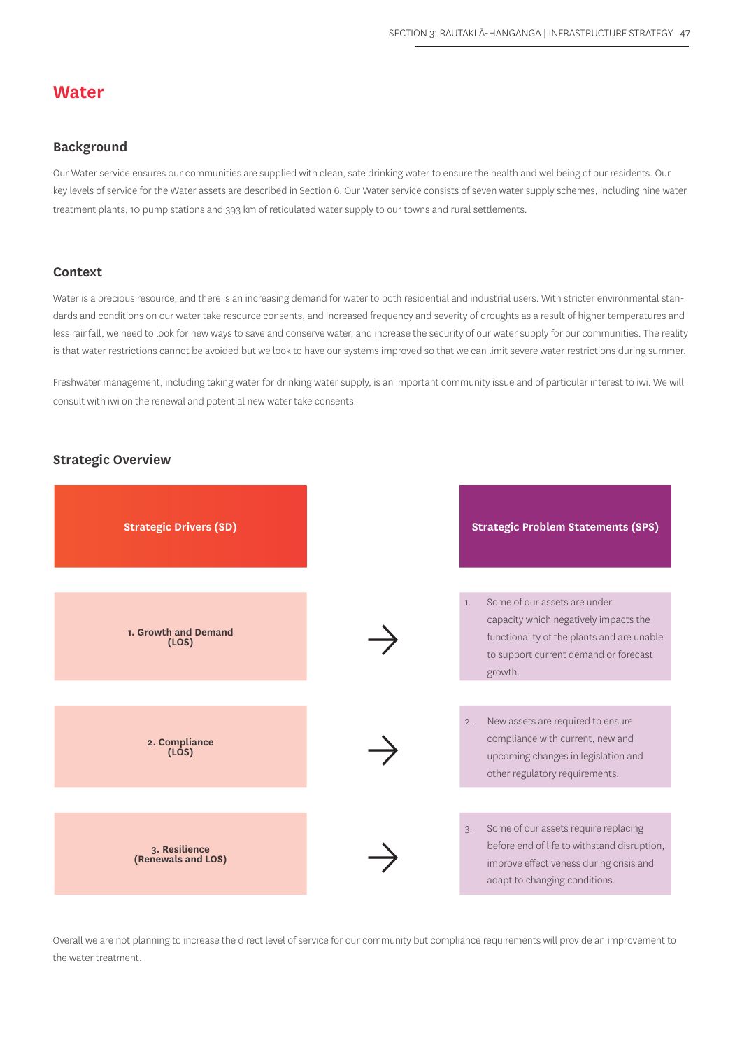# Water

## Background

Our Water service ensures our communities are supplied with clean, safe drinking water to ensure the health and wellbeing of our residents. Our key levels of service for the Water assets are described in Section 6. Our Water service consists of seven water supply schemes, including nine water treatment plants, 10 pump stations and 393 km of reticulated water supply to our towns and rural settlements.

## Context

Water is a precious resource, and there is an increasing demand for water to both residential and industrial users. With stricter environmental standards and conditions on our water take resource consents, and increased frequency and severity of droughts as a result of higher temperatures and less rainfall, we need to look for new ways to save and conserve water, and increase the security of our water supply for our communities. The reality is that water restrictions cannot be avoided but we look to have our systems improved so that we can limit severe water restrictions during summer.

Freshwater management, including taking water for drinking water supply, is an important community issue and of particular interest to iwi. We will consult with iwi on the renewal and potential new water take consents.

## Strategic Overview

| Strategic Drivers (SD) | | Strategic Problem Statements (SPS) |
|---|---|---|
| 1. Growth and Demand (LOS) | → | 1. Some of our assets are under capacity which negatively impacts the functionailty of the plants and are unable to support current demand or forecast growth. |
| 2. Compliance (LOS) | → | 2. New assets are required to ensure compliance with current, new and upcoming changes in legislation and other regulatory requirements. |
| 3. Resilience (Renewals and LOS) | → | 3. Some of our assets require replacing before end of life to withstand disruption, improve effectiveness during crisis and adapt to changing conditions. |

Overall we are not planning to increase the direct level of service for our community but compliance requirements will provide an improvement to the water treatment.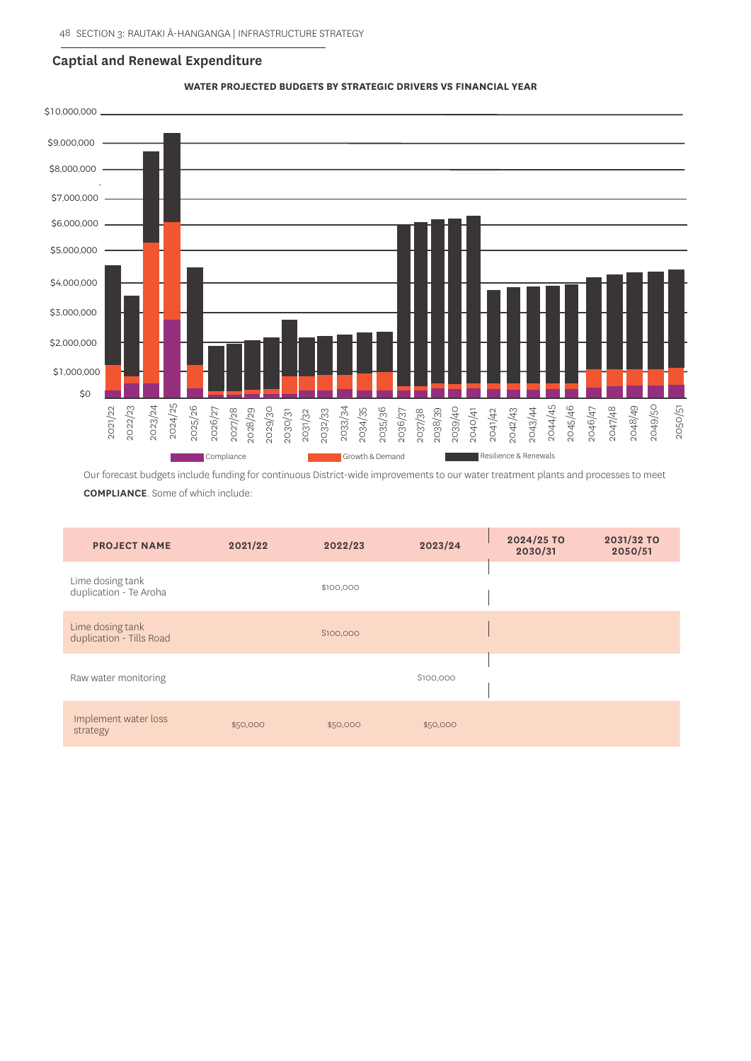## Captial and Renewal Expenditure

**WATER PROJECTED BUDGETS BY STRATEGIC DRIVERS VS FINANCIAL YEAR**

Compliance | Growth & Demand | Resilience & Renewals

Our forecast budgets include funding for continuous District-wide improvements to our water treatment plants and processes to meet **COMPLIANCE**. Some of which include:

| PROJECT NAME | 2021/22 | 2022/23 | 2023/24 | 2024/25 TO 2030/31 | 2031/32 TO 2050/51 |
|---|---|---|---|---|---|
| Lime dosing tank duplication - Te Aroha | | $100,000 | | | |
| Lime dosing tank duplication - Tills Road | | $100,000 | | | |
| Raw water monitoring | | | $100,000 | | |
| Implement water loss strategy | $50,000 | $50,000 | $50,000 | | |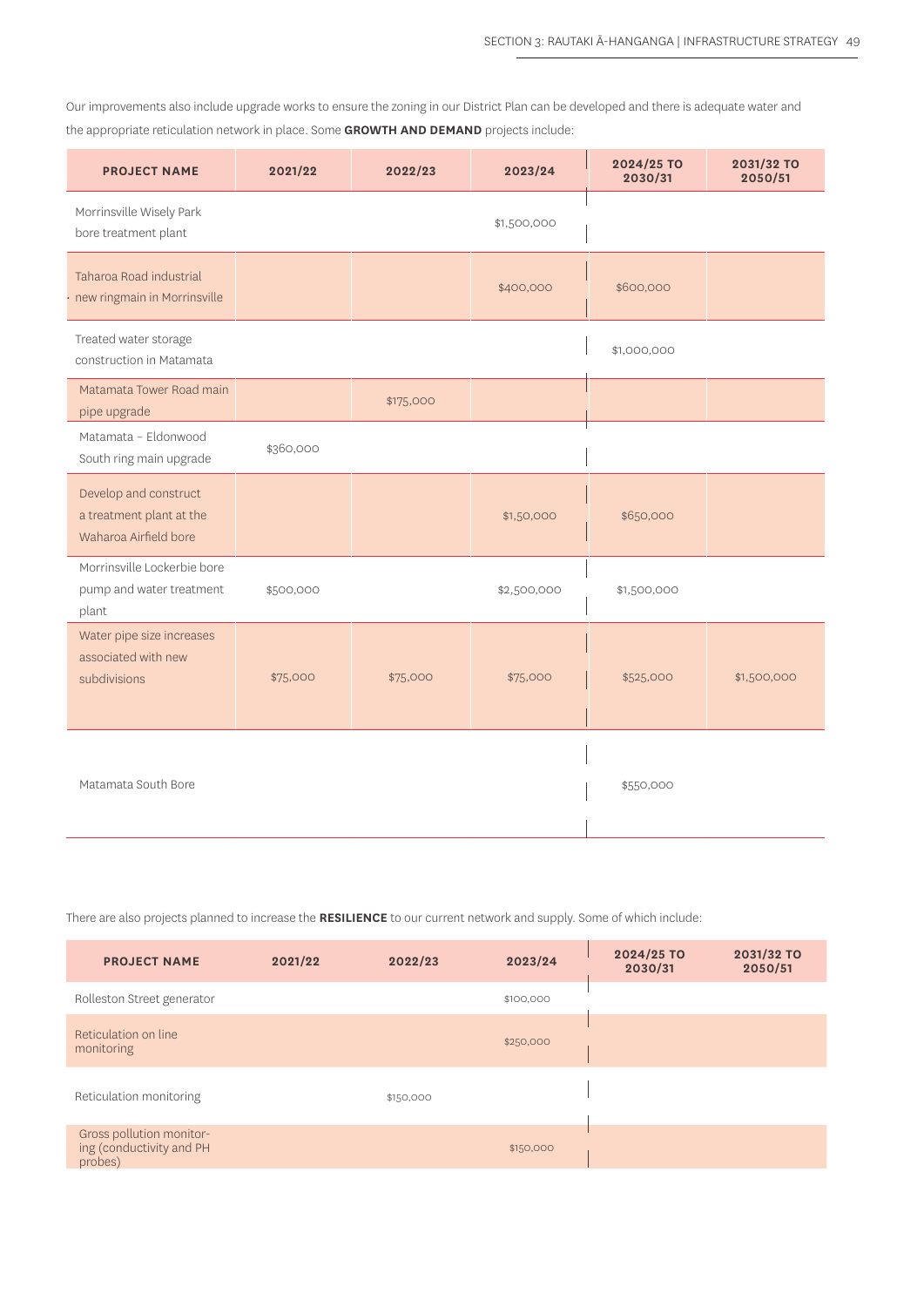Our improvements also include upgrade works to ensure the zoning in our District Plan can be developed and there is adequate water and the appropriate reticulation network in place. Some **GROWTH AND DEMAND** projects include:

| PROJECT NAME | 2021/22 | 2022/23 | 2023/24 | 2024/25 TO 2030/31 | 2031/32 TO 2050/51 |
|---|---|---|---|---|---|
| Morrinsville Wisely Park bore treatment plant | | | $1,500,000 | | |
| Taharoa Road industrial new ringmain in Morrinsville | | | $400,000 | $600,000 | |
| Treated water storage construction in Matamata | | | | $1,000,000 | |
| Matamata Tower Road main pipe upgrade | | $175,000 | | | |
| Matamata – Eldonwood South ring main upgrade | $360,000 | | | | |
| Develop and construct a treatment plant at the Waharoa Airfield bore | | | $1,50,000 | $650,000 | |
| Morrinsville Lockerbie bore pump and water treatment plant | $500,000 | | $2,500,000 | $1,500,000 | |
| Water pipe size increases associated with new subdivisions | $75,000 | $75,000 | $75,000 | $525,000 | $1,500,000 |
| Matamata South Bore | | | | $550,000 | |

There are also projects planned to increase the **RESILIENCE** to our current network and supply. Some of which include:

| PROJECT NAME | 2021/22 | 2022/23 | 2023/24 | 2024/25 TO 2030/31 | 2031/32 TO 2050/51 |
|---|---|---|---|---|---|
| Rolleston Street generator | | | $100,000 | | |
| Reticulation on line monitoring | | | $250,000 | | |
| Reticulation monitoring | | $150,000 | | | |
| Gross pollution monitoring (conductivity and PH probes) | | | $150,000 | | |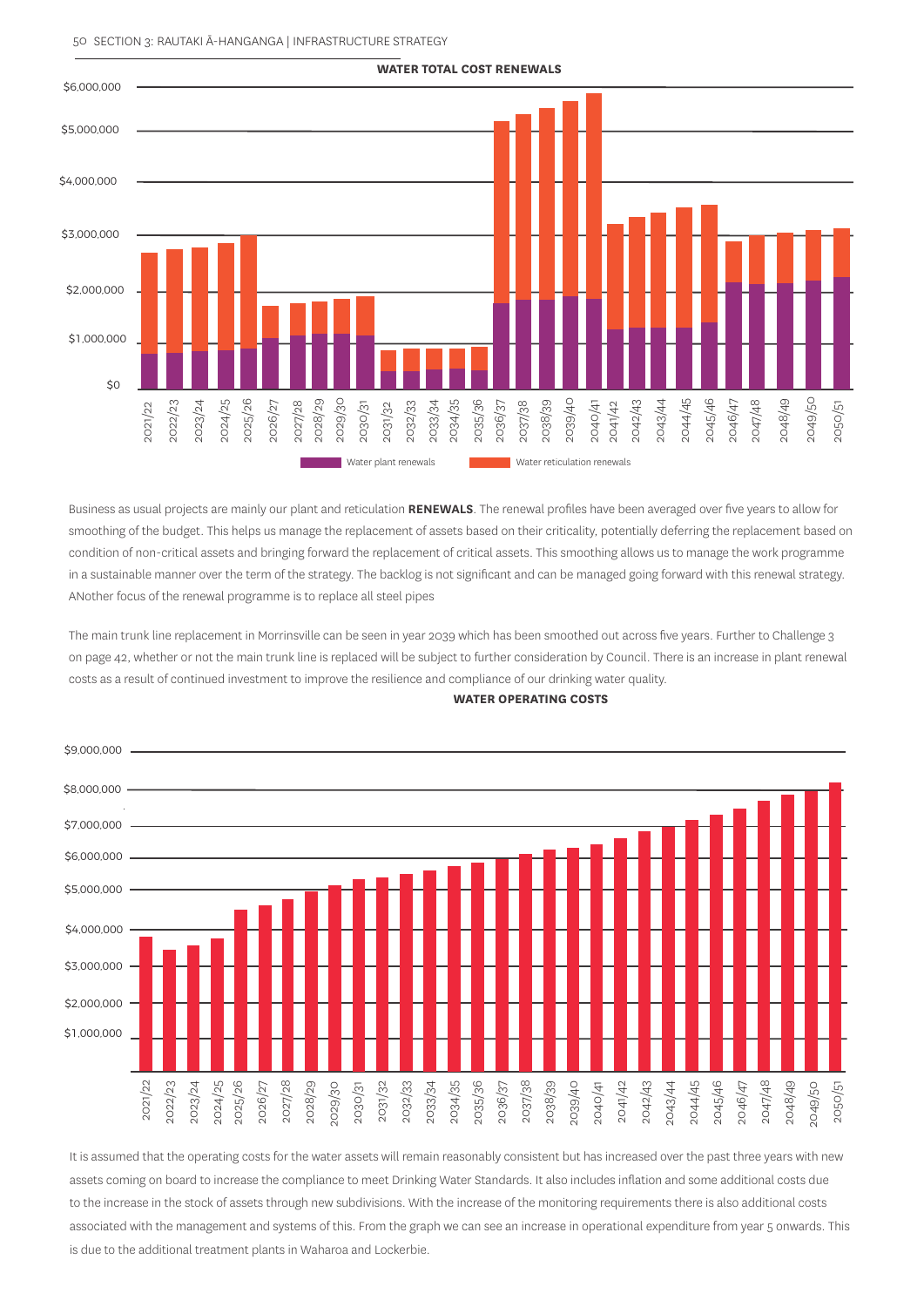**WATER TOTAL COST RENEWALS**

Business as usual projects are mainly our plant and reticulation **RENEWALS**. The renewal profiles have been averaged over five years to allow for smoothing of the budget. This helps us manage the replacement of assets based on their criticality, potentially deferring the replacement based on condition of non-critical assets and bringing forward the replacement of critical assets. This smoothing allows us to manage the work programme in a sustainable manner over the term of the strategy. The backlog is not significant and can be managed going forward with this renewal strategy. ANother focus of the renewal programme is to replace all steel pipes

The main trunk line replacement in Morrinsville can be seen in year 2039 which has been smoothed out across five years. Further to Challenge 3 on page 42, whether or not the main trunk line is replaced will be subject to further consideration by Council. There is an increase in plant renewal costs as a result of continued investment to improve the resilience and compliance of our drinking water quality.

**WATER OPERATING COSTS**

It is assumed that the operating costs for the water assets will remain reasonably consistent but has increased over the past three years with new assets coming on board to increase the compliance to meet Drinking Water Standards. It also includes inflation and some additional costs due to the increase in the stock of assets through new subdivisions. With the increase of the monitoring requirements there is also additional costs associated with the management and systems of this. From the graph we can see an increase in operational expenditure from year 5 onwards. This is due to the additional treatment plants in Waharoa and Lockerbie.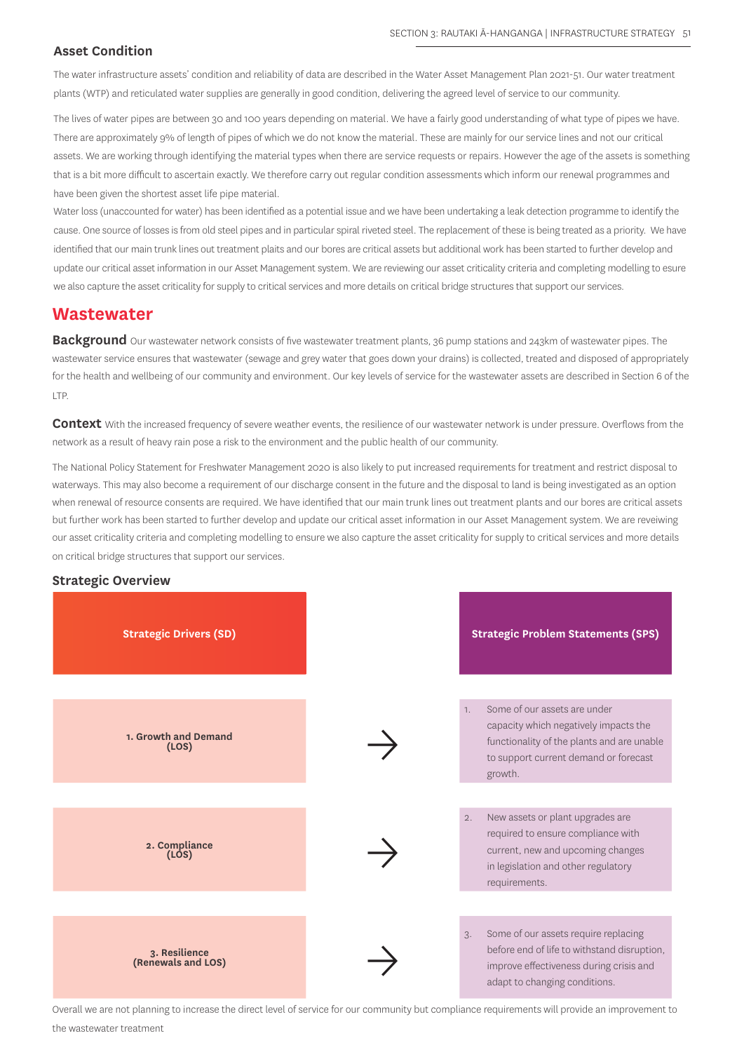## Asset Condition

The water infrastructure assets' condition and reliability of data are described in the Water Asset Management Plan 2021-51. Our water treatment plants (WTP) and reticulated water supplies are generally in good condition, delivering the agreed level of service to our community.

The lives of water pipes are between 30 and 100 years depending on material. We have a fairly good understanding of what type of pipes we have. There are approximately 9% of length of pipes of which we do not know the material. These are mainly for our service lines and not our critical assets. We are working through identifying the material types when there are service requests or repairs. However the age of the assets is something that is a bit more difficult to ascertain exactly. We therefore carry out regular condition assessments which inform our renewal programmes and have been given the shortest asset life pipe material.

Water loss (unaccounted for water) has been identified as a potential issue and we have been undertaking a leak detection programme to identify the cause. One source of losses is from old steel pipes and in particular spiral riveted steel. The replacement of these is being treated as a priority. We have identified that our main trunk lines out treatment plaits and our bores are critical assets but additional work has been started to further develop and update our critical asset information in our Asset Management system. We are reviewing our asset criticality criteria and completing modelling to esure we also capture the asset criticality for supply to critical services and more details on critical bridge structures that support our services.

# Wastewater

**Background** Our wastewater network consists of five wastewater treatment plants, 36 pump stations and 243km of wastewater pipes. The wastewater service ensures that wastewater (sewage and grey water that goes down your drains) is collected, treated and disposed of appropriately for the health and wellbeing of our community and environment. Our key levels of service for the wastewater assets are described in Section 6 of the LTP.

**Context** With the increased frequency of severe weather events, the resilience of our wastewater network is under pressure. Overflows from the network as a result of heavy rain pose a risk to the environment and the public health of our community.

The National Policy Statement for Freshwater Management 2020 is also likely to put increased requirements for treatment and restrict disposal to waterways. This may also become a requirement of our discharge consent in the future and the disposal to land is being investigated as an option when renewal of resource consents are required. We have identified that our main trunk lines out treatment plants and our bores are critical assets but further work has been started to further develop and update our critical asset information in our Asset Management system. We are reveiwing our asset criticality criteria and completing modelling to ensure we also capture the asset criticality for supply to critical services and more details on critical bridge structures that support our services.

## Strategic Overview

| Strategic Drivers (SD) | | Strategic Problem Statements (SPS) |
|---|---|---|
| 1. Growth and Demand (LOS) | → | 1. Some of our assets are under capacity which negatively impacts the functionality of the plants and are unable to support current demand or forecast growth. |
| 2. Compliance (LOS) | → | 2. New assets or plant upgrades are required to ensure compliance with current, new and upcoming changes in legislation and other regulatory requirements. |
| 3. Resilience (Renewals and LOS) | → | 3. Some of our assets require replacing before end of life to withstand disruption, improve effectiveness during crisis and adapt to changing conditions. |

Overall we are not planning to increase the direct level of service for our community but compliance requirements will provide an improvement to the wastewater treatment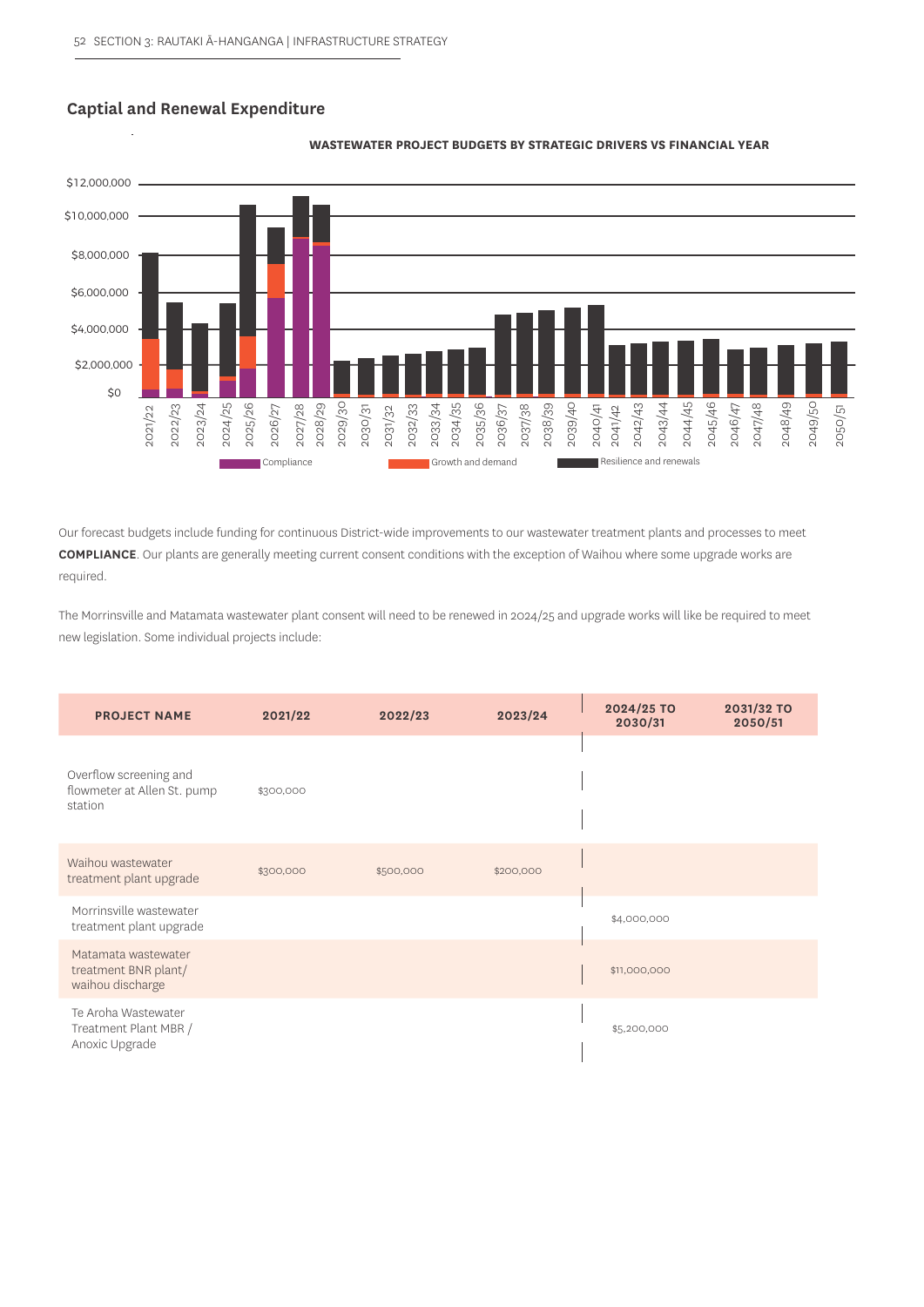## Captial and Renewal Expenditure

**WASTEWATER PROJECT BUDGETS BY STRATEGIC DRIVERS VS FINANCIAL YEAR**

Our forecast budgets include funding for continuous District-wide improvements to our wastewater treatment plants and processes to meet **COMPLIANCE**. Our plants are generally meeting current consent conditions with the exception of Waihou where some upgrade works are required.

The Morrinsville and Matamata wastewater plant consent will need to be renewed in 2024/25 and upgrade works will like be required to meet new legislation. Some individual projects include:

| PROJECT NAME | 2021/22 | 2022/23 | 2023/24 | 2024/25 TO 2030/31 | 2031/32 TO 2050/51 |
|---|---|---|---|---|---|
| Overflow screening and flowmeter at Allen St. pump station | $300,000 | | | | |
| Waihou wastewater treatment plant upgrade | $300,000 | $500,000 | $200,000 | | |
| Morrinsville wastewater treatment plant upgrade | | | | $4,000,000 | |
| Matamata wastewater treatment BNR plant/ waihou discharge | | | | $11,000,000 | |
| Te Aroha Wastewater Treatment Plant MBR / Anoxic Upgrade | | | | $5,200,000 | |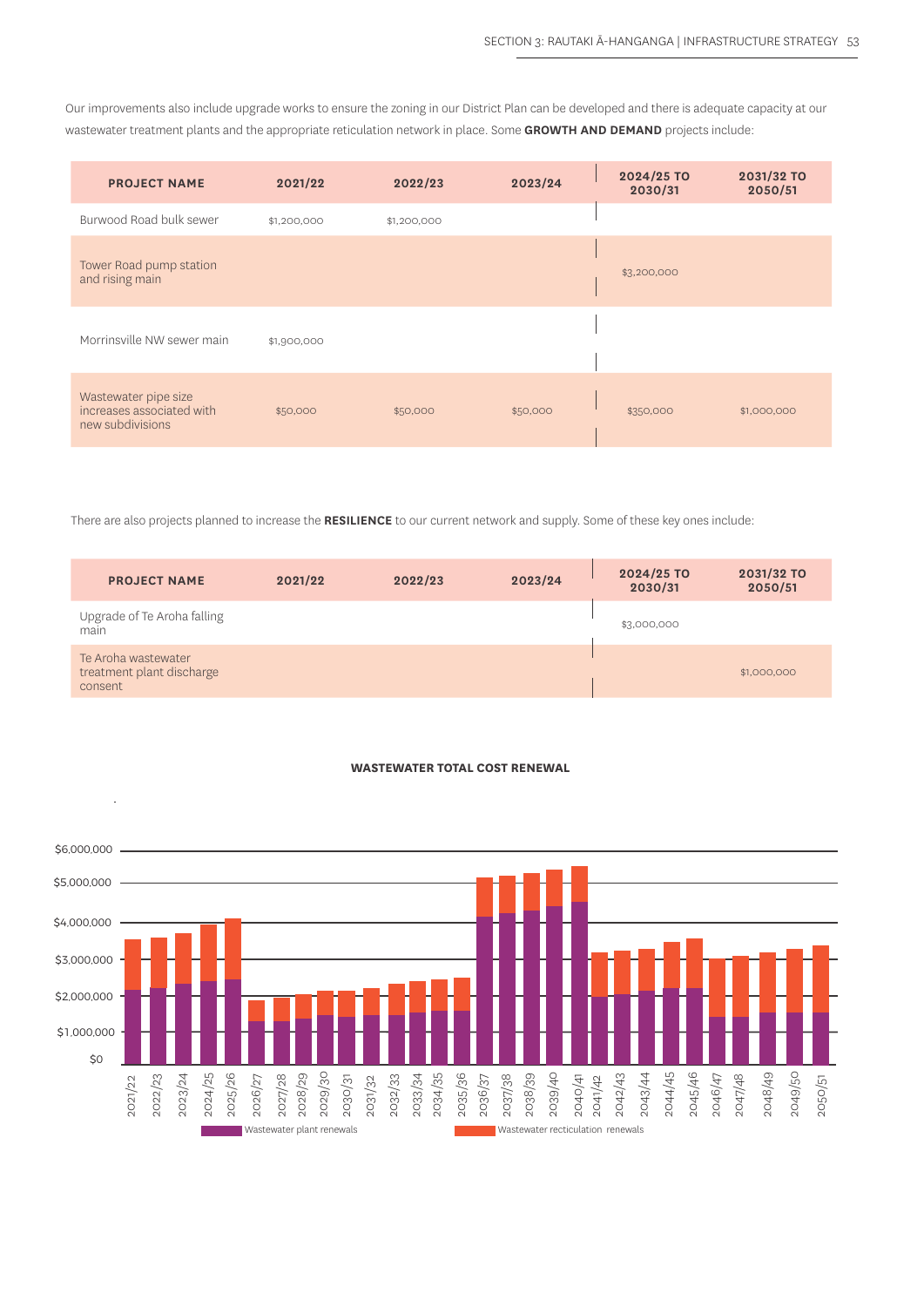Our improvements also include upgrade works to ensure the zoning in our District Plan can be developed and there is adequate capacity at our wastewater treatment plants and the appropriate reticulation network in place. Some **GROWTH AND DEMAND** projects include:

| PROJECT NAME | 2021/22 | 2022/23 | 2023/24 | 2024/25 TO 2030/31 | 2031/32 TO 2050/51 |
|---|---|---|---|---|---|
| Burwood Road bulk sewer | $1,200,000 | $1,200,000 | | | |
| Tower Road pump station and rising main | | | | $3,200,000 | |
| Morrinsville NW sewer main | $1,900,000 | | | | |
| Wastewater pipe size increases associated with new subdivisions | $50,000 | $50,000 | $50,000 | $350,000 | $1,000,000 |

There are also projects planned to increase the **RESILIENCE** to our current network and supply. Some of these key ones include:

| PROJECT NAME | 2021/22 | 2022/23 | 2023/24 | 2024/25 TO 2030/31 | 2031/32 TO 2050/51 |
|---|---|---|---|---|---|
| Upgrade of Te Aroha falling main | | | | $3,000,000 | |
| Te Aroha wastewater treatment plant discharge consent | | | | | $1,000,000 |

**WASTEWATER TOTAL COST RENEWAL**

Y-axis: $0, $1,000,000, $2,000,000, $3,000,000, $4,000,000, $5,000,000, $6,000,000

X-axis: 2021/22 to 2050/51

Legend: Wastewater plant renewals; Wastewater recticulation renewals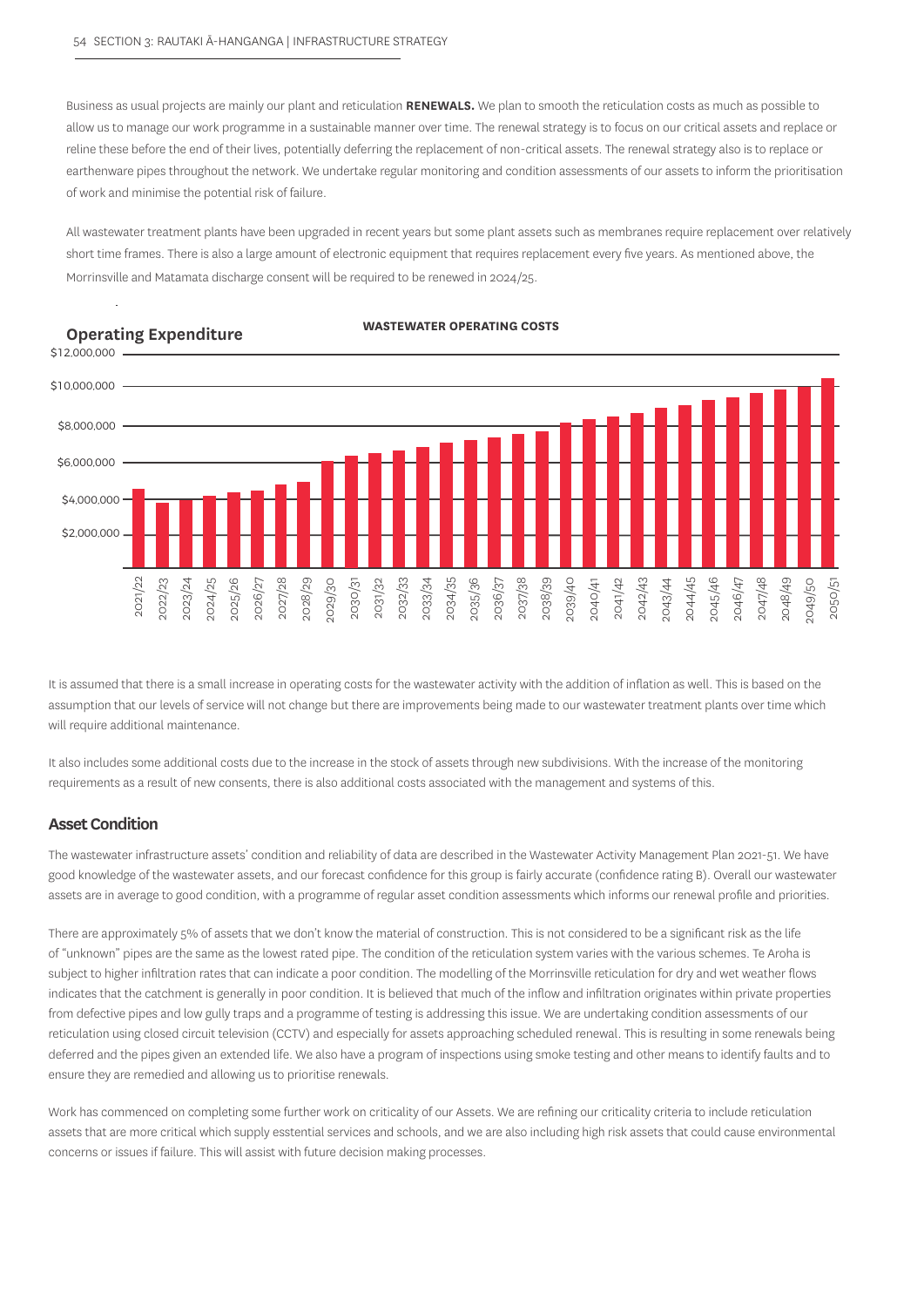Business as usual projects are mainly our plant and reticulation **RENEWALS.** We plan to smooth the reticulation costs as much as possible to allow us to manage our work programme in a sustainable manner over time. The renewal strategy is to focus on our critical assets and replace or reline these before the end of their lives, potentially deferring the replacement of non-critical assets. The renewal strategy also is to replace or earthenware pipes throughout the network. We undertake regular monitoring and condition assessments of our assets to inform the prioritisation of work and minimise the potential risk of failure.

All wastewater treatment plants have been upgraded in recent years but some plant assets such as membranes require replacement over relatively short time frames. There is also a large amount of electronic equipment that requires replacement every five years. As mentioned above, the Morrinsville and Matamata discharge consent will be required to be renewed in 2024/25.

## Operating Expenditure

**WASTEWATER OPERATING COSTS**

It is assumed that there is a small increase in operating costs for the wastewater activity with the addition of inflation as well. This is based on the assumption that our levels of service will not change but there are improvements being made to our wastewater treatment plants over time which will require additional maintenance.

It also includes some additional costs due to the increase in the stock of assets through new subdivisions. With the increase of the monitoring requirements as a result of new consents, there is also additional costs associated with the management and systems of this.

## Asset Condition

The wastewater infrastructure assets' condition and reliability of data are described in the Wastewater Activity Management Plan 2021-51. We have good knowledge of the wastewater assets, and our forecast confidence for this group is fairly accurate (confidence rating B). Overall our wastewater assets are in average to good condition, with a programme of regular asset condition assessments which informs our renewal profile and priorities.

There are approximately 5% of assets that we don't know the material of construction. This is not considered to be a significant risk as the life of "unknown" pipes are the same as the lowest rated pipe. The condition of the reticulation system varies with the various schemes. Te Aroha is subject to higher infiltration rates that can indicate a poor condition. The modelling of the Morrinsville reticulation for dry and wet weather flows indicates that the catchment is generally in poor condition. It is believed that much of the inflow and infiltration originates within private properties from defective pipes and low gully traps and a programme of testing is addressing this issue. We are undertaking condition assessments of our reticulation using closed circuit television (CCTV) and especially for assets approaching scheduled renewal. This is resulting in some renewals being deferred and the pipes given an extended life. We also have a program of inspections using smoke testing and other means to identify faults and to ensure they are remedied and allowing us to prioritise renewals.

Work has commenced on completing some further work on criticality of our Assets. We are refining our criticality criteria to include reticulation assets that are more critical which supply esstential services and schools, and we are also including high risk assets that could cause environmental concerns or issues if failure. This will assist with future decision making processes.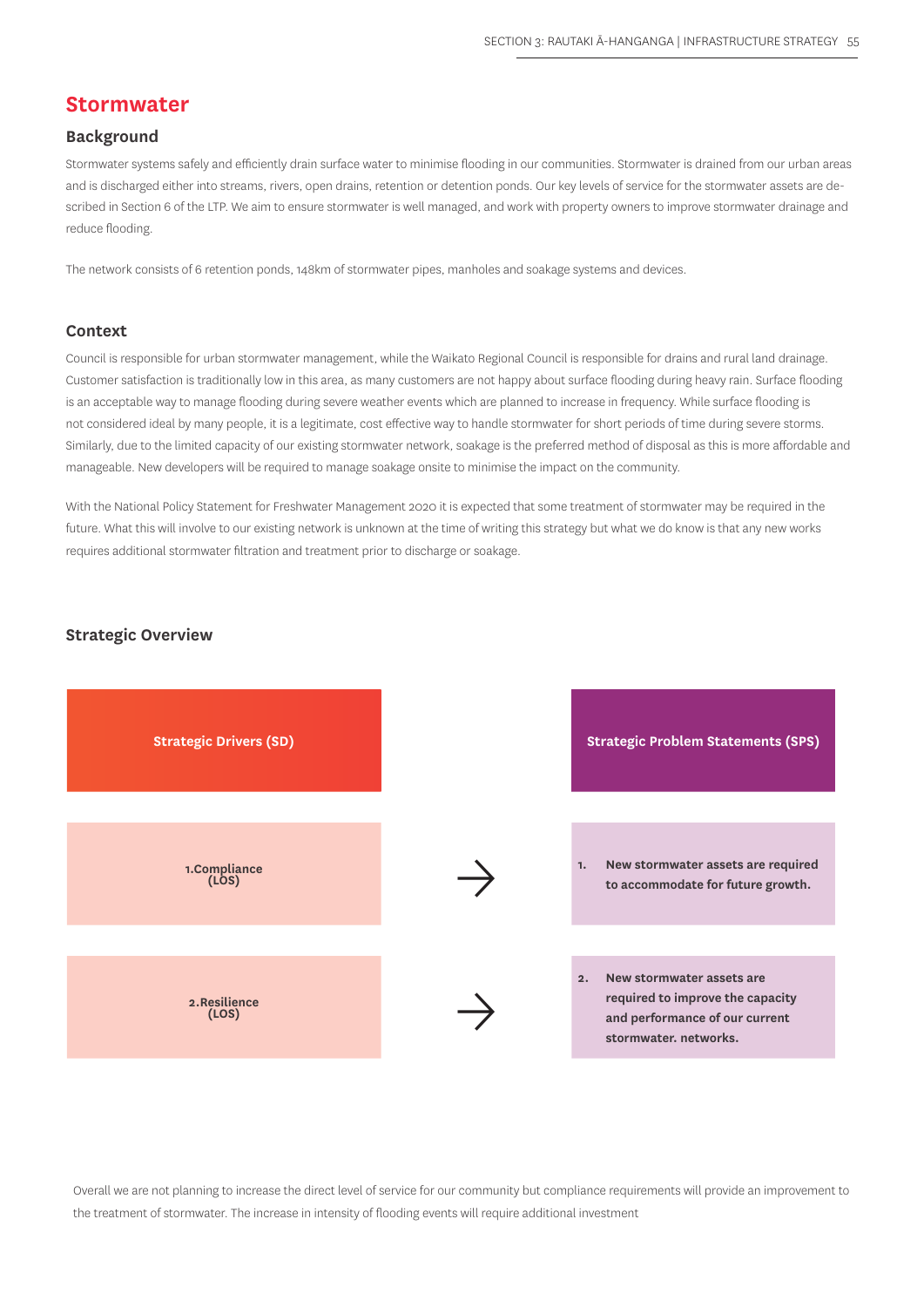## Stormwater

### Background

Stormwater systems safely and efficiently drain surface water to minimise flooding in our communities. Stormwater is drained from our urban areas and is discharged either into streams, rivers, open drains, retention or detention ponds. Our key levels of service for the stormwater assets are described in Section 6 of the LTP. We aim to ensure stormwater is well managed, and work with property owners to improve stormwater drainage and reduce flooding.

The network consists of 6 retention ponds, 148km of stormwater pipes, manholes and soakage systems and devices.

### Context

Council is responsible for urban stormwater management, while the Waikato Regional Council is responsible for drains and rural land drainage. Customer satisfaction is traditionally low in this area, as many customers are not happy about surface flooding during heavy rain. Surface flooding is an acceptable way to manage flooding during severe weather events which are planned to increase in frequency. While surface flooding is not considered ideal by many people, it is a legitimate, cost effective way to handle stormwater for short periods of time during severe storms. Similarly, due to the limited capacity of our existing stormwater network, soakage is the preferred method of disposal as this is more affordable and manageable. New developers will be required to manage soakage onsite to minimise the impact on the community.

With the National Policy Statement for Freshwater Management 2020 it is expected that some treatment of stormwater may be required in the future. What this will involve to our existing network is unknown at the time of writing this strategy but what we do know is that any new works requires additional stormwater filtration and treatment prior to discharge or soakage.

### Strategic Overview

| Strategic Drivers (SD) | | Strategic Problem Statements (SPS) |
|---|---|---|
| 1.Compliance (LOS) | → | **1. New stormwater assets are required to accommodate for future growth.** |
| 2.Resilience (LOS) | → | **2. New stormwater assets are required to improve the capacity and performance of our current stormwater. networks.** |

Overall we are not planning to increase the direct level of service for our community but compliance requirements will provide an improvement to the treatment of stormwater. The increase in intensity of flooding events will require additional investment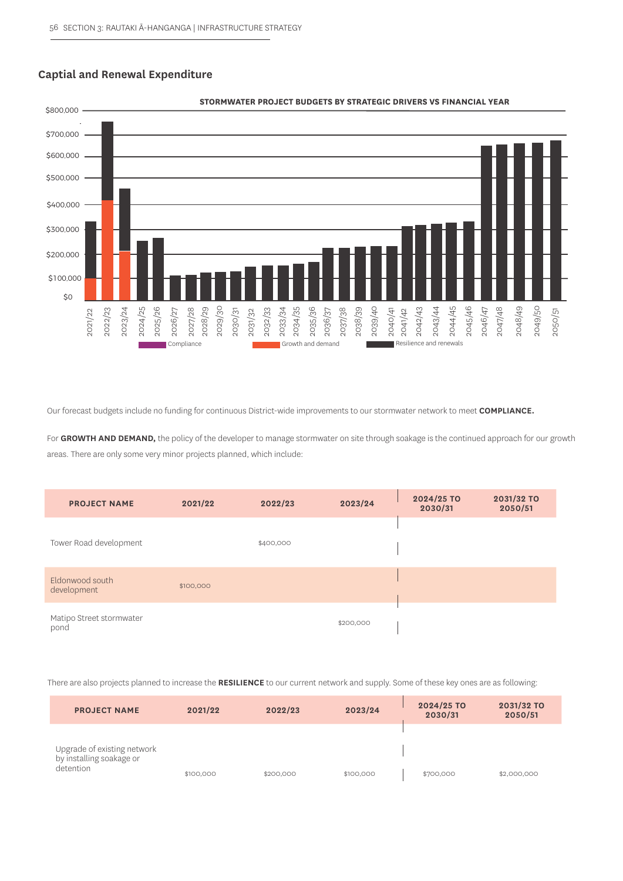## Captial and Renewal Expenditure

**STORMWATER PROJECT BUDGETS BY STRATEGIC DRIVERS VS FINANCIAL YEAR**

Compliance | Growth and demand | Resilience and renewals

Our forecast budgets include no funding for continuous District-wide improvements to our stormwater network to meet **COMPLIANCE.**

For **GROWTH AND DEMAND,** the policy of the developer to manage stormwater on site through soakage is the continued approach for our growth areas. There are only some very minor projects planned, which include:

| PROJECT NAME | 2021/22 | 2022/23 | 2023/24 | 2024/25 TO 2030/31 | 2031/32 TO 2050/51 |
|---|---|---|---|---|---|
| Tower Road development | | $400,000 | | | |
| Eldonwood south development | $100,000 | | | | |
| Matipo Street stormwater pond | | | $200,000 | | |

There are also projects planned to increase the **RESILIENCE** to our current network and supply. Some of these key ones are as following:

| PROJECT NAME | 2021/22 | 2022/23 | 2023/24 | 2024/25 TO 2030/31 | 2031/32 TO 2050/51 |
|---|---|---|---|---|---|
| Upgrade of existing network by installing soakage or detention | $100,000 | $200,000 | $100,000 | $700,000 | $2,000,000 |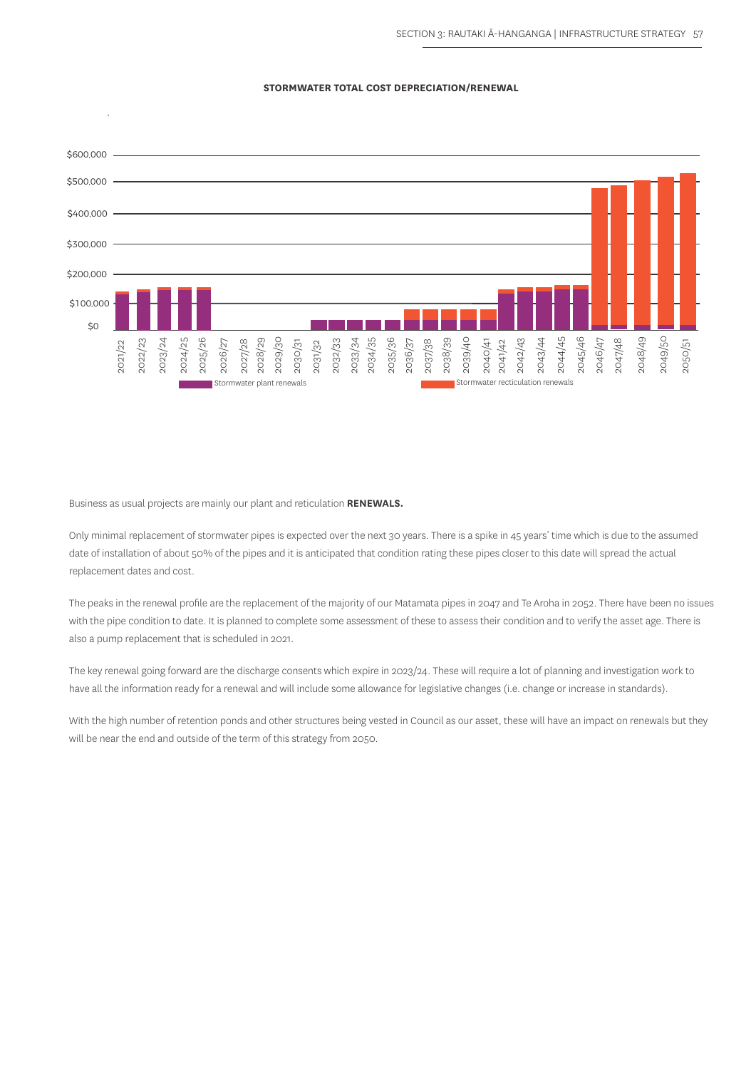**STORMWATER TOTAL COST DEPRECIATION/RENEWAL**

Business as usual projects are mainly our plant and reticulation **RENEWALS.**

Only minimal replacement of stormwater pipes is expected over the next 30 years. There is a spike in 45 years' time which is due to the assumed date of installation of about 50% of the pipes and it is anticipated that condition rating these pipes closer to this date will spread the actual replacement dates and cost.

The peaks in the renewal profile are the replacement of the majority of our Matamata pipes in 2047 and Te Aroha in 2052. There have been no issues with the pipe condition to date. It is planned to complete some assessment of these to assess their condition and to verify the asset age. There is also a pump replacement that is scheduled in 2021.

The key renewal going forward are the discharge consents which expire in 2023/24. These will require a lot of planning and investigation work to have all the information ready for a renewal and will include some allowance for legislative changes (i.e. change or increase in standards).

With the high number of retention ponds and other structures being vested in Council as our asset, these will have an impact on renewals but they will be near the end and outside of the term of this strategy from 2050.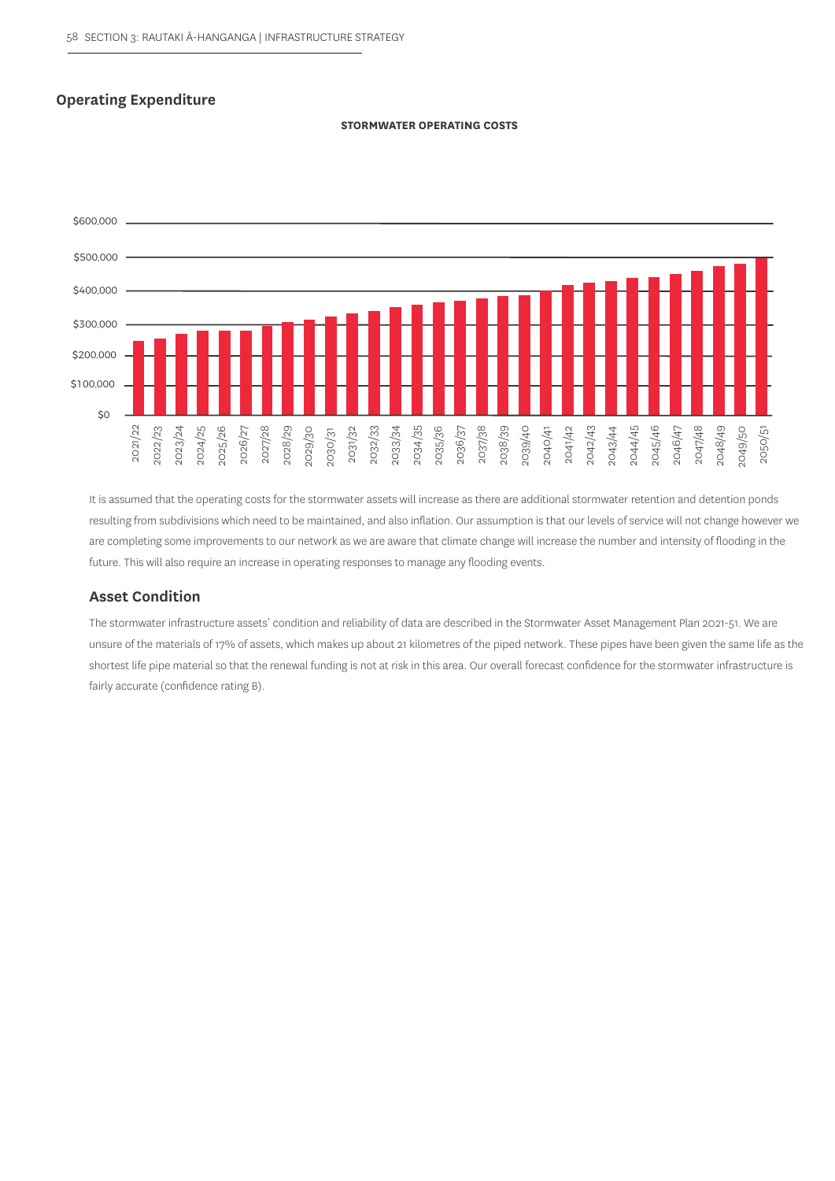## Operating Expenditure

**STORMWATER OPERATING COSTS**

It is assumed that the operating costs for the stormwater assets will increase as there are additional stormwater retention and detention ponds resulting from subdivisions which need to be maintained, and also inflation. Our assumption is that our levels of service will not change however we are completing some improvements to our network as we are aware that climate change will increase the number and intensity of flooding in the future. This will also require an increase in operating responses to manage any flooding events.

## Asset Condition

The stormwater infrastructure assets' condition and reliability of data are described in the Stormwater Asset Management Plan 2021-51. We are unsure of the materials of 17% of assets, which makes up about 21 kilometres of the piped network. These pipes have been given the same life as the shortest life pipe material so that the renewal funding is not at risk in this area. Our overall forecast confidence for the stormwater infrastructure is fairly accurate (confidence rating B).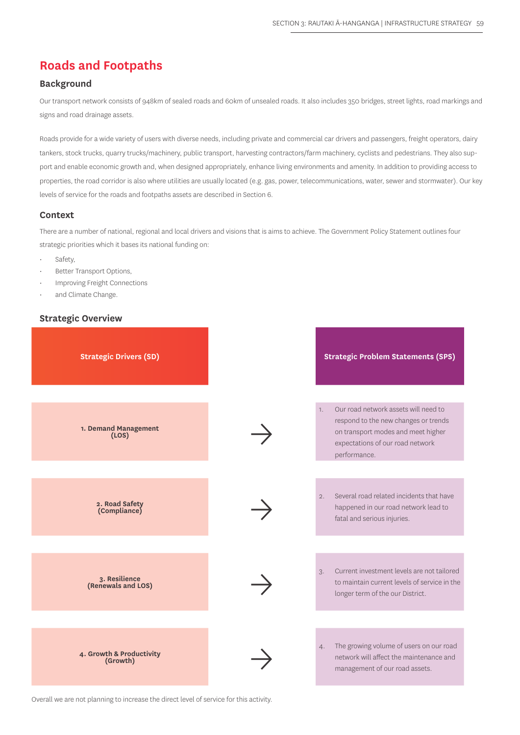## Roads and Footpaths

### Background

Our transport network consists of 948km of sealed roads and 60km of unsealed roads. It also includes 350 bridges, street lights, road markings and signs and road drainage assets.

Roads provide for a wide variety of users with diverse needs, including private and commercial car drivers and passengers, freight operators, dairy tankers, stock trucks, quarry trucks/machinery, public transport, harvesting contractors/farm machinery, cyclists and pedestrians. They also support and enable economic growth and, when designed appropriately, enhance living environments and amenity. In addition to providing access to properties, the road corridor is also where utilities are usually located (e.g. gas, power, telecommunications, water, sewer and stormwater). Our key levels of service for the roads and footpaths assets are described in Section 6.

### Context

There are a number of national, regional and local drivers and visions that is aims to achieve. The Government Policy Statement outlines four strategic priorities which it bases its national funding on:

- Safety,
- Better Transport Options,
- Improving Freight Connections
- and Climate Change.

### Strategic Overview

| Strategic Drivers (SD) | | Strategic Problem Statements (SPS) |
|---|---|---|
| 1. Demand Management (LOS) | → | 1. Our road network assets will need to respond to the new changes or trends on transport modes and meet higher expectations of our road network performance. |
| 2. Road Safety (Compliance) | → | 2. Several road related incidents that have happened in our road network lead to fatal and serious injuries. |
| 3. Resilience (Renewals and LOS) | → | 3. Current investment levels are not tailored to maintain current levels of service in the longer term of the our District. |
| 4. Growth & Productivity (Growth) | → | 4. The growing volume of users on our road network will affect the maintenance and management of our road assets. |

Overall we are not planning to increase the direct level of service for this activity.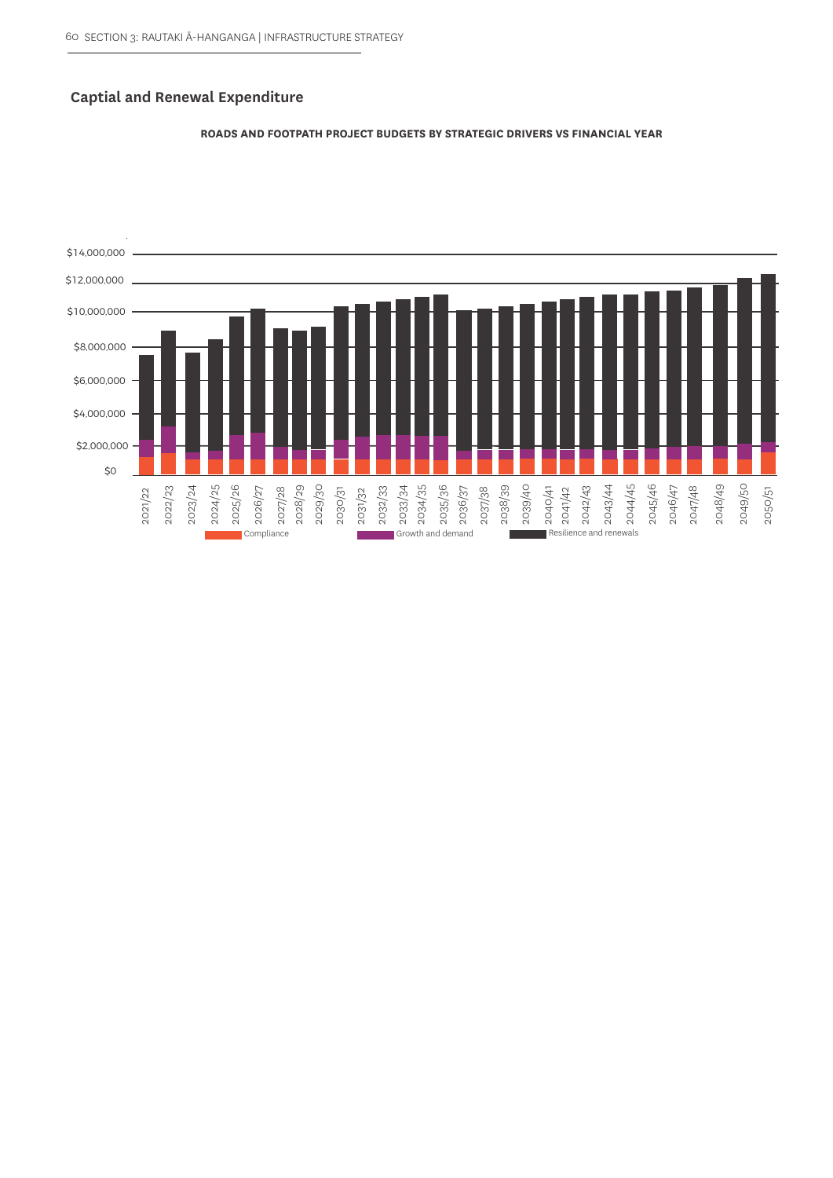## Captial and Renewal Expenditure

**ROADS AND FOOTPATH PROJECT BUDGETS BY STRATEGIC DRIVERS VS FINANCIAL YEAR**

$14,000,000
$12,000,000
$10,000,000
$8,000,000
$6,000,000
$4,000,000
$2,000,000
$0

2021/22 2022/23 2023/24 2024/25 2025/26 2026/27 2027/28 2028/29 2029/30 2030/31 2031/32 2032/33 2033/34 2034/35 2035/36 2036/37 2037/38 2038/39 2039/40 2040/41 2041/42 2042/43 2043/44 2044/45 2045/46 2046/47 2047/48 2048/49 2049/50 2050/51

Compliance   Growth and demand   Resilience and renewals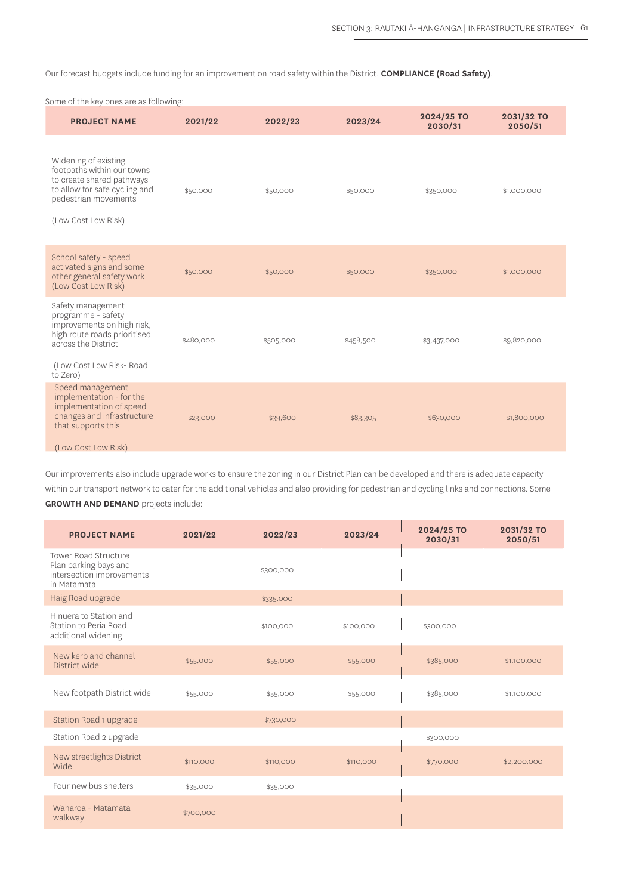Our forecast budgets include funding for an improvement on road safety within the District. **COMPLIANCE (Road Safety)**.

Some of the key ones are as following:

| PROJECT NAME | 2021/22 | 2022/23 | 2023/24 | 2024/25 TO 2030/31 | 2031/32 TO 2050/51 |
|---|---|---|---|---|---|
| Widening of existing footpaths within our towns to create shared pathways to allow for safe cycling and pedestrian movements (Low Cost Low Risk) | $50,000 | $50,000 | $50,000 | $350,000 | $1,000,000 |
| School safety - speed activated signs and some other general safety work (Low Cost Low Risk) | $50,000 | $50,000 | $50,000 | $350,000 | $1,000,000 |
| Safety management programme - safety improvements on high risk, high route roads prioritised across the District (Low Cost Low Risk- Road to Zero) | $480,000 | $505,000 | $458,500 | $3,437,000 | $9,820,000 |
| Speed management implementation - for the implementation of speed changes and infrastructure that supports this (Low Cost Low Risk) | $23,000 | $39,600 | $83,305 | $630,000 | $1,800,000 |

Our improvements also include upgrade works to ensure the zoning in our District Plan can be developed and there is adequate capacity within our transport network to cater for the additional vehicles and also providing for pedestrian and cycling links and connections. Some **GROWTH AND DEMAND** projects include:

| PROJECT NAME | 2021/22 | 2022/23 | 2023/24 | 2024/25 TO 2030/31 | 2031/32 TO 2050/51 |
|---|---|---|---|---|---|
| Tower Road Structure Plan parking bays and intersection improvements in Matamata | | $300,000 | | | |
| Haig Road upgrade | | $335,000 | | | |
| Hinuera to Station and Station to Peria Road additional widening | | $100,000 | $100,000 | $300,000 | |
| New kerb and channel District wide | $55,000 | $55,000 | $55,000 | $385,000 | $1,100,000 |
| New footpath District wide | $55,000 | $55,000 | $55,000 | $385,000 | $1,100,000 |
| Station Road 1 upgrade | | $730,000 | | | |
| Station Road 2 upgrade | | | | $300,000 | |
| New streetlights District Wide | $110,000 | $110,000 | $110,000 | $770,000 | $2,200,000 |
| Four new bus shelters | $35,000 | $35,000 | | | |
| Waharoa - Matamata walkway | $700,000 | | | | |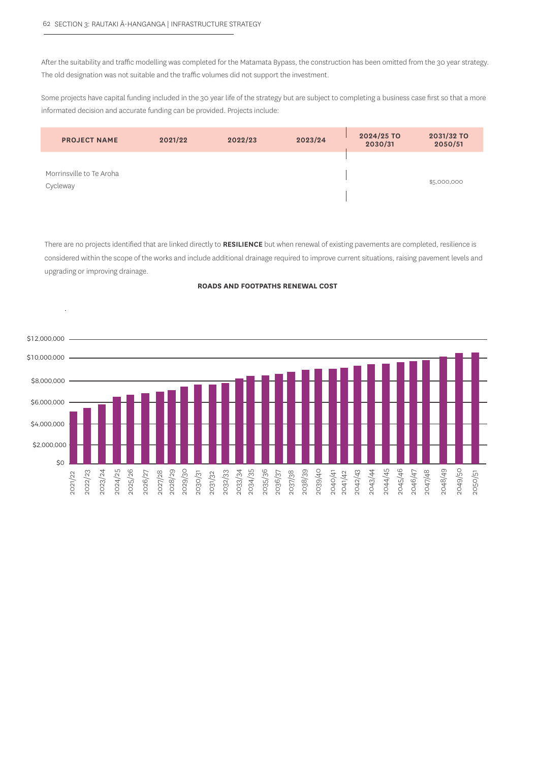After the suitability and traffic modelling was completed for the Matamata Bypass, the construction has been omitted from the 30 year strategy. The old designation was not suitable and the traffic volumes did not support the investment.

Some projects have capital funding included in the 30 year life of the strategy but are subject to completing a business case first so that a more informated decision and accurate funding can be provided. Projects include:

| PROJECT NAME | 2021/22 | 2022/23 | 2023/24 | 2024/25 TO 2030/31 | 2031/32 TO 2050/51 |
|---|---|---|---|---|---|
| Morrinsville to Te Aroha Cycleway | | | | | $5,000,000 |

There are no projects identified that are linked directly to **RESILIENCE** but when renewal of existing pavements are completed, resilience is considered within the scope of the works and include additional drainage required to improve current situations, raising pavement levels and upgrading or improving drainage.

**ROADS AND FOOTPATHS RENEWAL COST**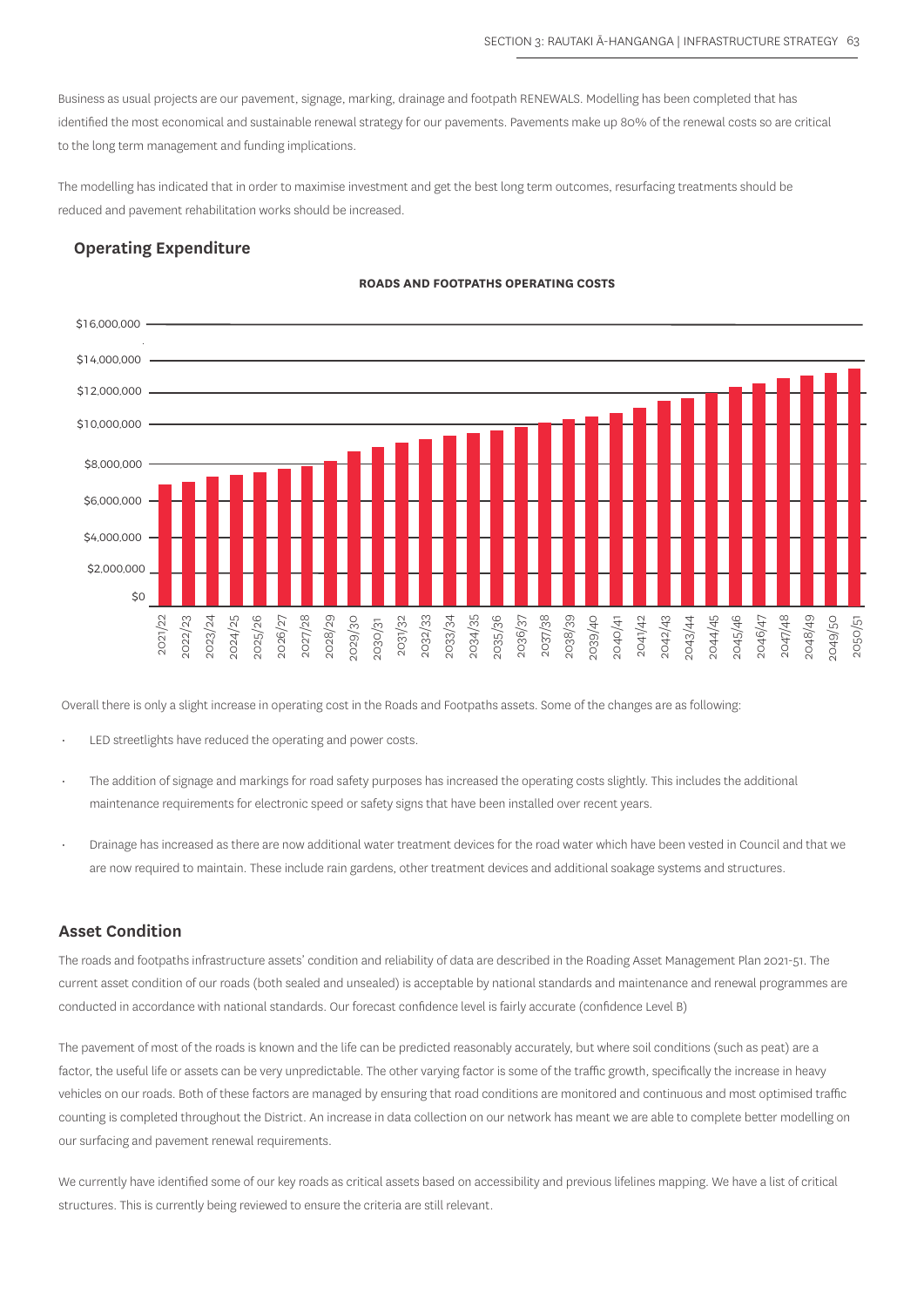Business as usual projects are our pavement, signage, marking, drainage and footpath RENEWALS. Modelling has been completed that has identified the most economical and sustainable renewal strategy for our pavements. Pavements make up 80% of the renewal costs so are critical to the long term management and funding implications.

The modelling has indicated that in order to maximise investment and get the best long term outcomes, resurfacing treatments should be reduced and pavement rehabilitation works should be increased.

## Operating Expenditure

**ROADS AND FOOTPATHS OPERATING COSTS**

Overall there is only a slight increase in operating cost in the Roads and Footpaths assets. Some of the changes are as following:

- LED streetlights have reduced the operating and power costs.
- The addition of signage and markings for road safety purposes has increased the operating costs slightly. This includes the additional maintenance requirements for electronic speed or safety signs that have been installed over recent years.
- Drainage has increased as there are now additional water treatment devices for the road water which have been vested in Council and that we are now required to maintain. These include rain gardens, other treatment devices and additional soakage systems and structures.

## Asset Condition

The roads and footpaths infrastructure assets' condition and reliability of data are described in the Roading Asset Management Plan 2021-51. The current asset condition of our roads (both sealed and unsealed) is acceptable by national standards and maintenance and renewal programmes are conducted in accordance with national standards. Our forecast confidence level is fairly accurate (confidence Level B)

The pavement of most of the roads is known and the life can be predicted reasonably accurately, but where soil conditions (such as peat) are a factor, the useful life or assets can be very unpredictable. The other varying factor is some of the traffic growth, specifically the increase in heavy vehicles on our roads. Both of these factors are managed by ensuring that road conditions are monitored and continuous and most optimised traffic counting is completed throughout the District. An increase in data collection on our network has meant we are able to complete better modelling on our surfacing and pavement renewal requirements.

We currently have identified some of our key roads as critical assets based on accessibility and previous lifelines mapping. We have a list of critical structures. This is currently being reviewed to ensure the criteria are still relevant.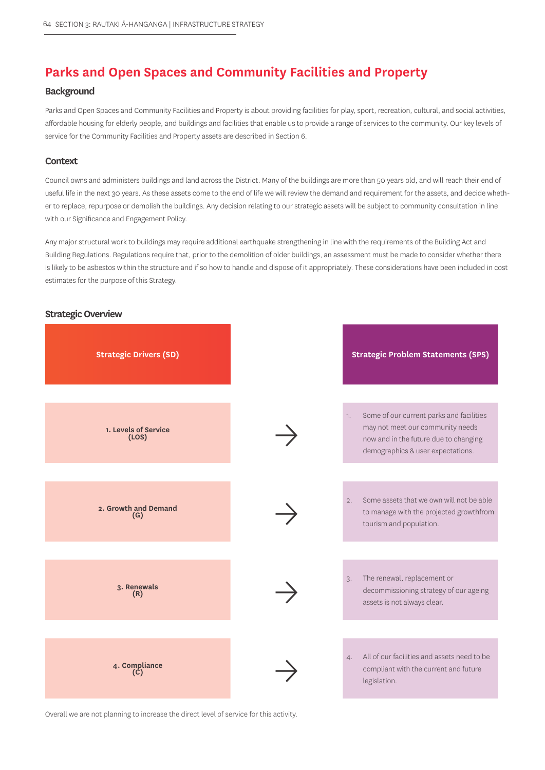## Parks and Open Spaces and Community Facilities and Property

### Background

Parks and Open Spaces and Community Facilities and Property is about providing facilities for play, sport, recreation, cultural, and social activities, affordable housing for elderly people, and buildings and facilities that enable us to provide a range of services to the community. Our key levels of service for the Community Facilities and Property assets are described in Section 6.

### Context

Council owns and administers buildings and land across the District. Many of the buildings are more than 50 years old, and will reach their end of useful life in the next 30 years. As these assets come to the end of life we will review the demand and requirement for the assets, and decide whether to replace, repurpose or demolish the buildings. Any decision relating to our strategic assets will be subject to community consultation in line with our Significance and Engagement Policy.

Any major structural work to buildings may require additional earthquake strengthening in line with the requirements of the Building Act and Building Regulations. Regulations require that, prior to the demolition of older buildings, an assessment must be made to consider whether there is likely to be asbestos within the structure and if so how to handle and dispose of it appropriately. These considerations have been included in cost estimates for the purpose of this Strategy.

### Strategic Overview

| Strategic Drivers (SD) | | Strategic Problem Statements (SPS) |
|---|---|---|
| 1. Levels of Service (LOS) | → | 1. Some of our current parks and facilities may not meet our community needs now and in the future due to changing demographics & user expectations. |
| 2. Growth and Demand (G) | → | 2. Some assets that we own will not be able to manage with the projected growthfrom tourism and population. |
| 3. Renewals (R) | → | 3. The renewal, replacement or decommissioning strategy of our ageing assets is not always clear. |
| 4. Compliance (C) | → | 4. All of our facilities and assets need to be compliant with the current and future legislation. |

Overall we are not planning to increase the direct level of service for this activity.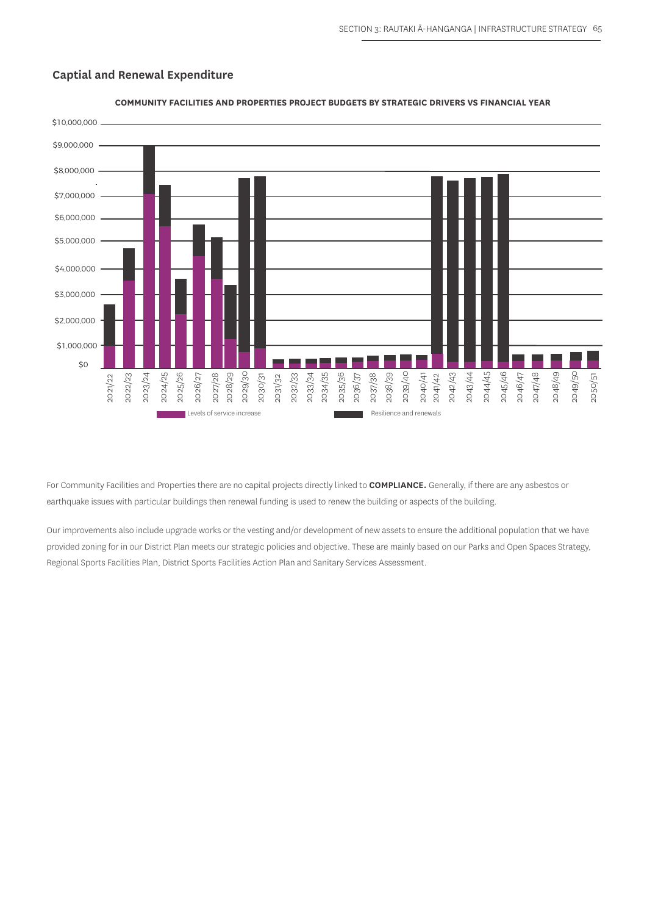## Captial and Renewal Expenditure

**COMMUNITY FACILITIES AND PROPERTIES PROJECT BUDGETS BY STRATEGIC DRIVERS VS FINANCIAL YEAR**

For Community Facilities and Properties there are no capital projects directly linked to **COMPLIANCE.** Generally, if there are any asbestos or earthquake issues with particular buildings then renewal funding is used to renew the building or aspects of the building.

Our improvements also include upgrade works or the vesting and/or development of new assets to ensure the additional population that we have provided zoning for in our District Plan meets our strategic policies and objective. These are mainly based on our Parks and Open Spaces Strategy, Regional Sports Facilities Plan, District Sports Facilities Action Plan and Sanitary Services Assessment.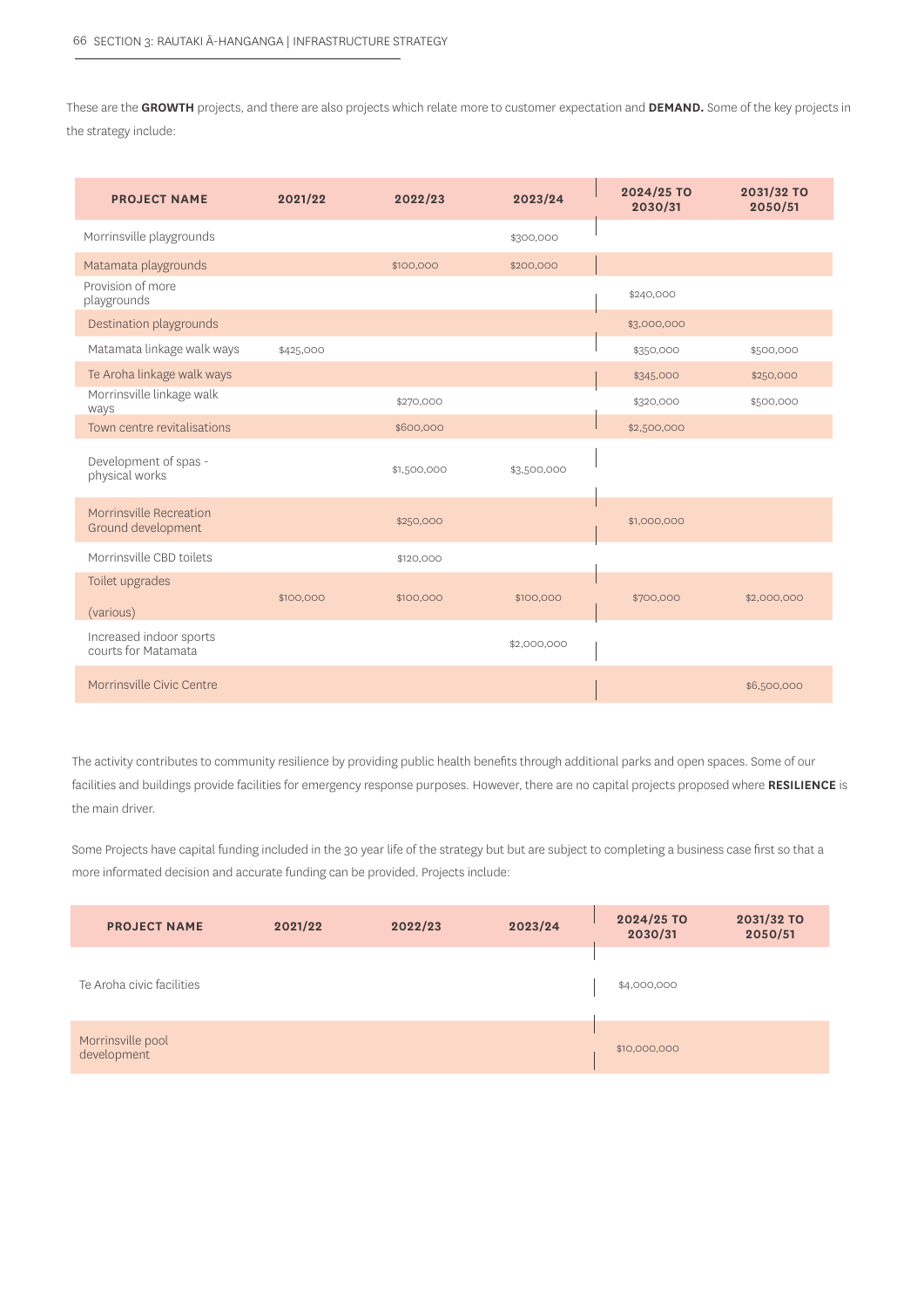These are the **GROWTH** projects, and there are also projects which relate more to customer expectation and **DEMAND.** Some of the key projects in the strategy include:

| PROJECT NAME | 2021/22 | 2022/23 | 2023/24 | 2024/25 TO 2030/31 | 2031/32 TO 2050/51 |
|---|---|---|---|---|---|
| Morrinsville playgrounds | | | $300,000 | | |
| Matamata playgrounds | | $100,000 | $200,000 | | |
| Provision of more playgrounds | | | | $240,000 | |
| Destination playgrounds | | | | $3,000,000 | |
| Matamata linkage walk ways | $425,000 | | | $350,000 | $500,000 |
| Te Aroha linkage walk ways | | | | $345,000 | $250,000 |
| Morrinsville linkage walk ways | | $270,000 | | $320,000 | $500,000 |
| Town centre revitalisations | | $600,000 | | $2,500,000 | |
| Development of spas - physical works | | $1,500,000 | $3,500,000 | | |
| Morrinsville Recreation Ground development | | $250,000 | | $1,000,000 | |
| Morrinsville CBD toilets | | $120,000 | | | |
| Toilet upgrades (various) | $100,000 | $100,000 | $100,000 | $700,000 | $2,000,000 |
| Increased indoor sports courts for Matamata | | | $2,000,000 | | |
| Morrinsville Civic Centre | | | | | $6,500,000 |

The activity contributes to community resilience by providing public health benefits through additional parks and open spaces. Some of our facilities and buildings provide facilities for emergency response purposes. However, there are no capital projects proposed where **RESILIENCE** is the main driver.

Some Projects have capital funding included in the 30 year life of the strategy but but are subject to completing a business case first so that a more informed decision and accurate funding can be provided. Projects include:

| PROJECT NAME | 2021/22 | 2022/23 | 2023/24 | 2024/25 TO 2030/31 | 2031/32 TO 2050/51 |
|---|---|---|---|---|---|
| Te Aroha civic facilities | | | | $4,000,000 | |
| Morrinsville pool development | | | | $10,000,000 | |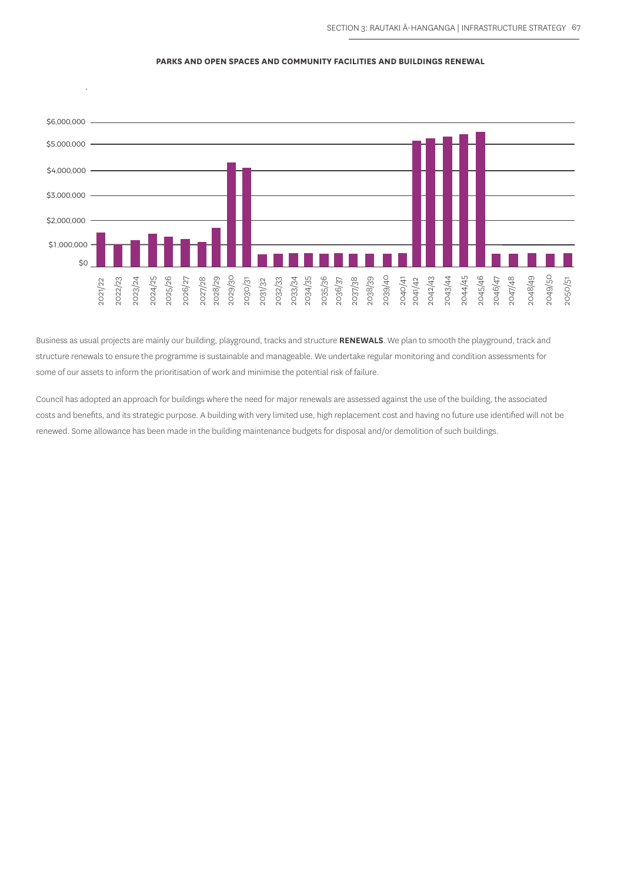**PARKS AND OPEN SPACES AND COMMUNITY FACILITIES AND BUILDINGS RENEWAL**

Business as usual projects are mainly our building, playground, tracks and structure **RENEWALS**. We plan to smooth the playground, track and structure renewals to ensure the programme is sustainable and manageable. We undertake regular monitoring and condition assessments for some of our assets to inform the prioritisation of work and minimise the potential risk of failure.

Council has adopted an approach for buildings where the need for major renewals are assessed against the use of the building, the associated costs and benefits, and its strategic purpose. A building with very limited use, high replacement cost and having no future use identified will not be renewed. Some allowance has been made in the building maintenance budgets for disposal and/or demolition of such buildings.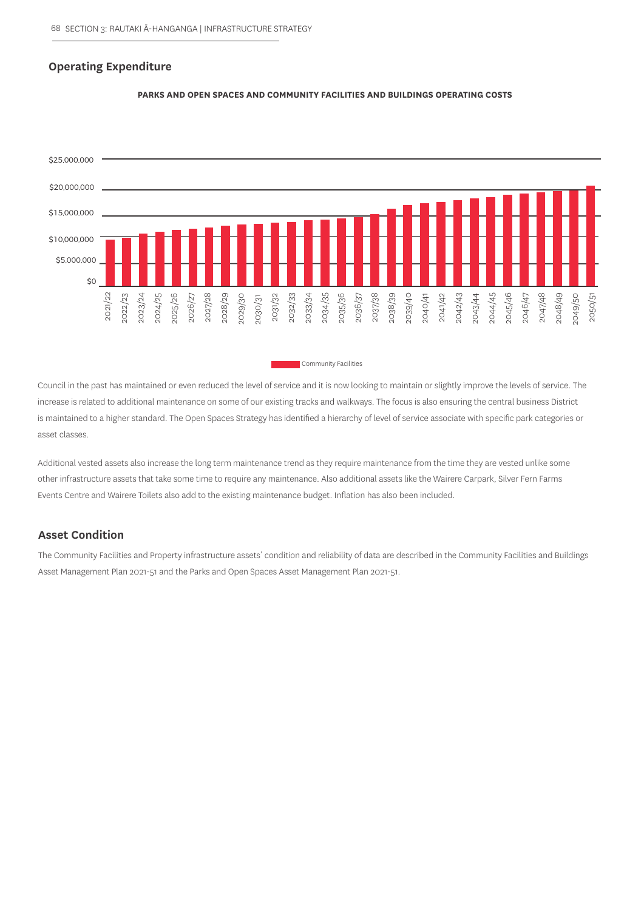## Operating Expenditure

**PARKS AND OPEN SPACES AND COMMUNITY FACILITIES AND BUILDINGS OPERATING COSTS**

$25,000,000
$20,000,000
$15,000,000
$10,000,000
$5,000,000
$0

2021/22
2022/23
2023/24
2024/25
2025/26
2026/27
2027/28
2028/29
2029/30
2030/31
2031/32
2032/33
2033/34
2034/35
2035/36
2036/37
2037/38
2038/39
2039/40
2040/41
2041/42
2042/43
2043/44
2044/45
2045/46
2046/47
2047/48
2048/49
2049/50
2050/51

Community Facilities

Council in the past has maintained or even reduced the level of service and it is now looking to maintain or slightly improve the levels of service. The increase is related to additional maintenance on some of our existing tracks and walkways. The focus is also ensuring the central business District is maintained to a higher standard. The Open Spaces Strategy has identified a hierarchy of level of service associate with specific park categories or asset classes.

Additional vested assets also increase the long term maintenance trend as they require maintenance from the time they are vested unlike some other infrastructure assets that take some time to require any maintenance. Also additional assets like the Wairere Carpark, Silver Fern Farms Events Centre and Wairere Toilets also add to the existing maintenance budget. Inflation has also been included.

## Asset Condition

The Community Facilities and Property infrastructure assets' condition and reliability of data are described in the Community Facilities and Buildings Asset Management Plan 2021-51 and the Parks and Open Spaces Asset Management Plan 2021-51.